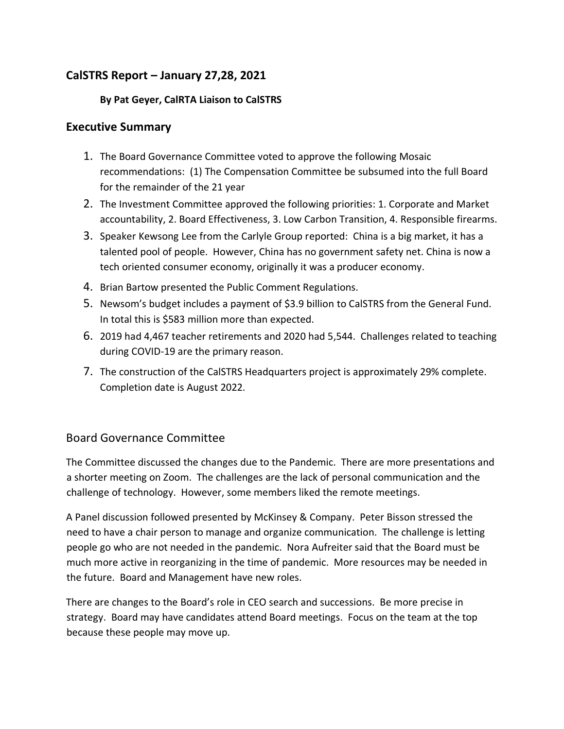## CalSTRS Report – January 27,28, 2021

**By Pat Geyer, CalRTA Liaison to CalSTRS**

## Executive Summary

1. The Board Governance Committee voted to approve the following Mosaic recommendations: (1) The Compensation Committee be subsumed into the full Board for the remainder of the 21 year
2. The Investment Committee approved the following priorities: 1. Corporate and Market accountability, 2. Board Effectiveness, 3. Low Carbon Transition, 4. Responsible firearms.
3. Speaker Kewsong Lee from the Carlyle Group reported: China is a big market, it has a talented pool of people. However, China has no government safety net. China is now a tech oriented consumer economy, originally it was a producer economy.
4. Brian Bartow presented the Public Comment Regulations.
5. Newsom's budget includes a payment of $3.9 billion to CalSTRS from the General Fund. In total this is $583 million more than expected.
6. 2019 had 4,467 teacher retirements and 2020 had 5,544. Challenges related to teaching during COVID-19 are the primary reason.
7. The construction of the CalSTRS Headquarters project is approximately 29% complete. Completion date is August 2022.

### Board Governance Committee

The Committee discussed the changes due to the Pandemic. There are more presentations and a shorter meeting on Zoom. The challenges are the lack of personal communication and the challenge of technology. However, some members liked the remote meetings.

A Panel discussion followed presented by McKinsey & Company. Peter Bisson stressed the need to have a chair person to manage and organize communication. The challenge is letting people go who are not needed in the pandemic. Nora Aufreiter said that the Board must be much more active in reorganizing in the time of pandemic. More resources may be needed in the future. Board and Management have new roles.

There are changes to the Board's role in CEO search and successions. Be more precise in strategy. Board may have candidates attend Board meetings. Focus on the team at the top because these people may move up.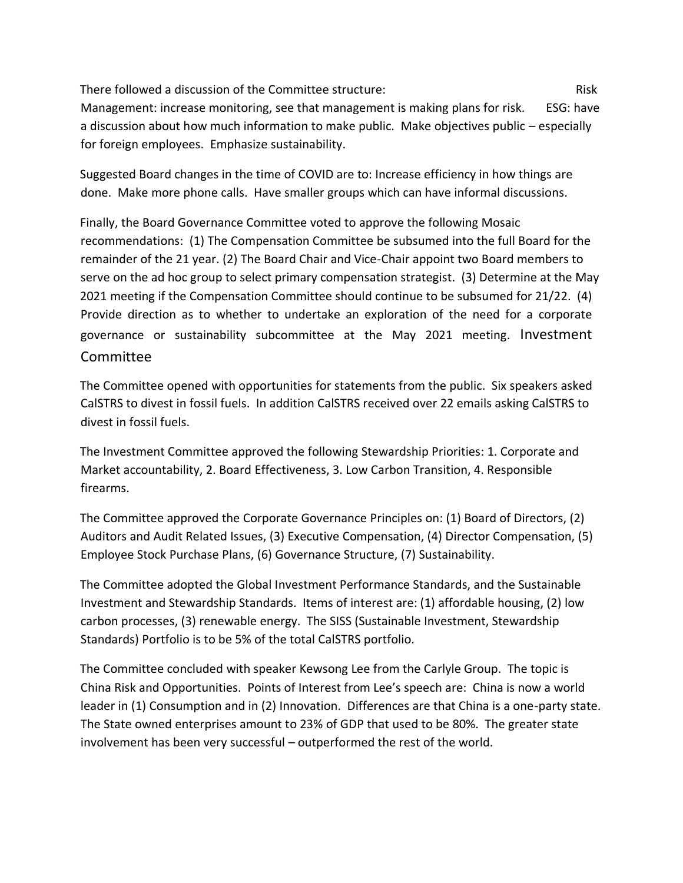There followed a discussion of the Committee structure: Risk Management: increase monitoring, see that management is making plans for risk. ESG: have a discussion about how much information to make public. Make objectives public – especially for foreign employees. Emphasize sustainability.

Suggested Board changes in the time of COVID are to: Increase efficiency in how things are done. Make more phone calls. Have smaller groups which can have informal discussions.

Finally, the Board Governance Committee voted to approve the following Mosaic recommendations: (1) The Compensation Committee be subsumed into the full Board for the remainder of the 21 year. (2) The Board Chair and Vice-Chair appoint two Board members to serve on the ad hoc group to select primary compensation strategist. (3) Determine at the May 2021 meeting if the Compensation Committee should continue to be subsumed for 21/22. (4) Provide direction as to whether to undertake an exploration of the need for a corporate governance or sustainability subcommittee at the May 2021 meeting.

## Investment Committee

The Committee opened with opportunities for statements from the public. Six speakers asked CalSTRS to divest in fossil fuels. In addition CalSTRS received over 22 emails asking CalSTRS to divest in fossil fuels.

The Investment Committee approved the following Stewardship Priorities: 1. Corporate and Market accountability, 2. Board Effectiveness, 3. Low Carbon Transition, 4. Responsible firearms.

The Committee approved the Corporate Governance Principles on: (1) Board of Directors, (2) Auditors and Audit Related Issues, (3) Executive Compensation, (4) Director Compensation, (5) Employee Stock Purchase Plans, (6) Governance Structure, (7) Sustainability.

The Committee adopted the Global Investment Performance Standards, and the Sustainable Investment and Stewardship Standards. Items of interest are: (1) affordable housing, (2) low carbon processes, (3) renewable energy. The SISS (Sustainable Investment, Stewardship Standards) Portfolio is to be 5% of the total CalSTRS portfolio.

The Committee concluded with speaker Kewsong Lee from the Carlyle Group. The topic is China Risk and Opportunities. Points of Interest from Lee's speech are: China is now a world leader in (1) Consumption and in (2) Innovation. Differences are that China is a one-party state. The State owned enterprises amount to 23% of GDP that used to be 80%. The greater state involvement has been very successful – outperformed the rest of the world.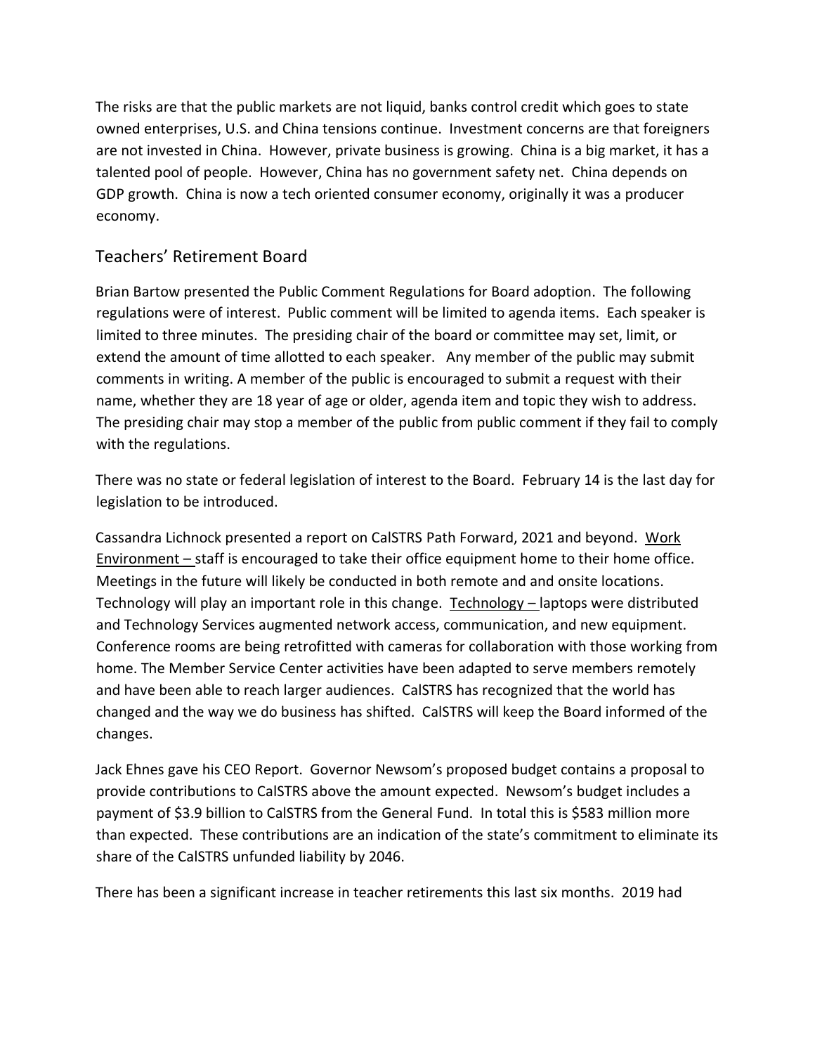The risks are that the public markets are not liquid, banks control credit which goes to state owned enterprises, U.S. and China tensions continue. Investment concerns are that foreigners are not invested in China. However, private business is growing. China is a big market, it has a talented pool of people. However, China has no government safety net. China depends on GDP growth. China is now a tech oriented consumer economy, originally it was a producer economy.

## Teachers' Retirement Board

Brian Bartow presented the Public Comment Regulations for Board adoption. The following regulations were of interest. Public comment will be limited to agenda items. Each speaker is limited to three minutes. The presiding chair of the board or committee may set, limit, or extend the amount of time allotted to each speaker. Any member of the public may submit comments in writing. A member of the public is encouraged to submit a request with their name, whether they are 18 year of age or older, agenda item and topic they wish to address. The presiding chair may stop a member of the public from public comment if they fail to comply with the regulations.

There was no state or federal legislation of interest to the Board. February 14 is the last day for legislation to be introduced.

Cassandra Lichnock presented a report on CalSTRS Path Forward, 2021 and beyond. <u>Work Environment –</u> staff is encouraged to take their office equipment home to their home office. Meetings in the future will likely be conducted in both remote and and onsite locations. Technology will play an important role in this change. <u>Technology –</u> laptops were distributed and Technology Services augmented network access, communication, and new equipment. Conference rooms are being retrofitted with cameras for collaboration with those working from home. The Member Service Center activities have been adapted to serve members remotely and have been able to reach larger audiences. CalSTRS has recognized that the world has changed and the way we do business has shifted. CalSTRS will keep the Board informed of the changes.

Jack Ehnes gave his CEO Report. Governor Newsom's proposed budget contains a proposal to provide contributions to CalSTRS above the amount expected. Newsom's budget includes a payment of $3.9 billion to CalSTRS from the General Fund. In total this is $583 million more than expected. These contributions are an indication of the state's commitment to eliminate its share of the CalSTRS unfunded liability by 2046.

There has been a significant increase in teacher retirements this last six months. 2019 had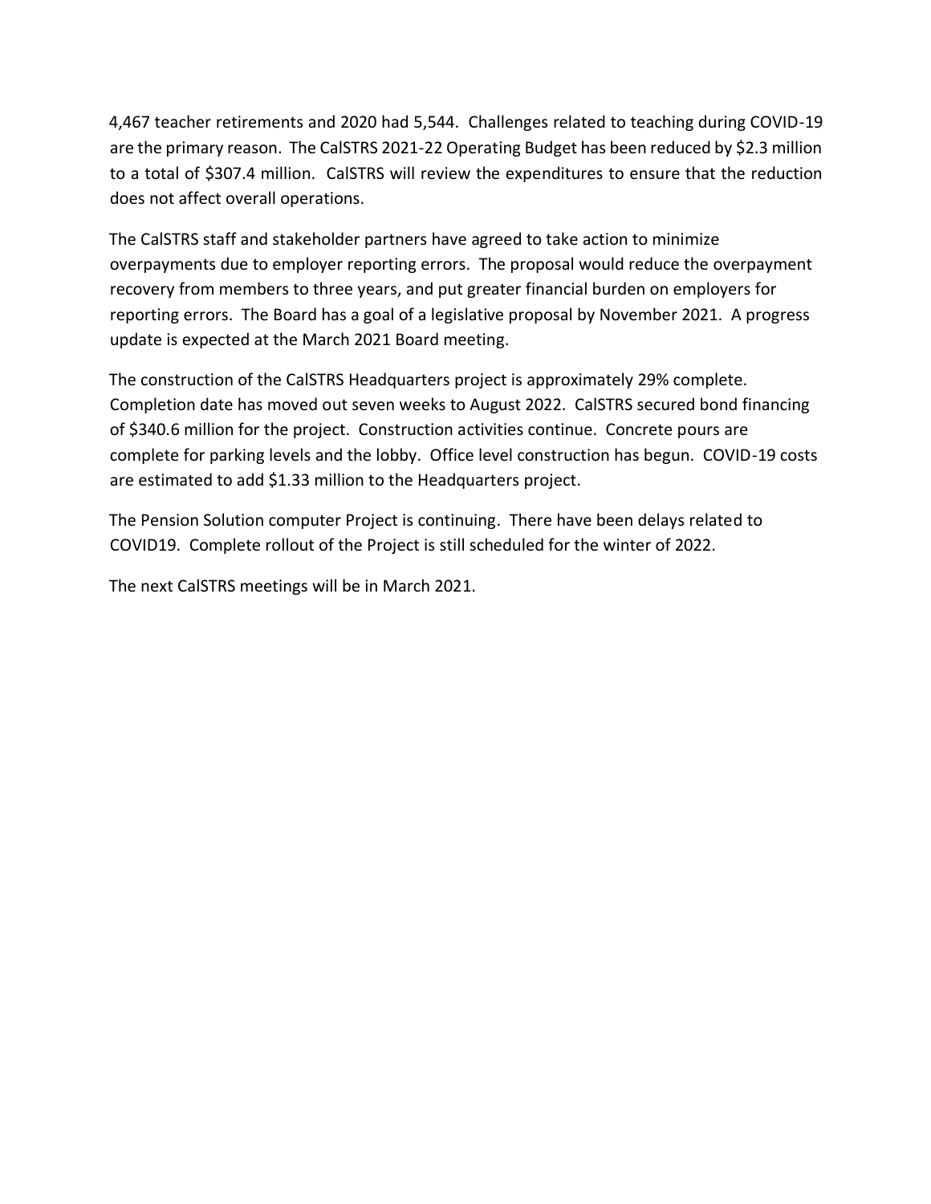4,467 teacher retirements and 2020 had 5,544. Challenges related to teaching during COVID-19 are the primary reason. The CalSTRS 2021-22 Operating Budget has been reduced by $2.3 million to a total of $307.4 million. CalSTRS will review the expenditures to ensure that the reduction does not affect overall operations.

The CalSTRS staff and stakeholder partners have agreed to take action to minimize overpayments due to employer reporting errors. The proposal would reduce the overpayment recovery from members to three years, and put greater financial burden on employers for reporting errors. The Board has a goal of a legislative proposal by November 2021. A progress update is expected at the March 2021 Board meeting.

The construction of the CalSTRS Headquarters project is approximately 29% complete. Completion date has moved out seven weeks to August 2022. CalSTRS secured bond financing of $340.6 million for the project. Construction activities continue. Concrete pours are complete for parking levels and the lobby. Office level construction has begun. COVID-19 costs are estimated to add $1.33 million to the Headquarters project.

The Pension Solution computer Project is continuing. There have been delays related to COVID19. Complete rollout of the Project is still scheduled for the winter of 2022.

The next CalSTRS meetings will be in March 2021.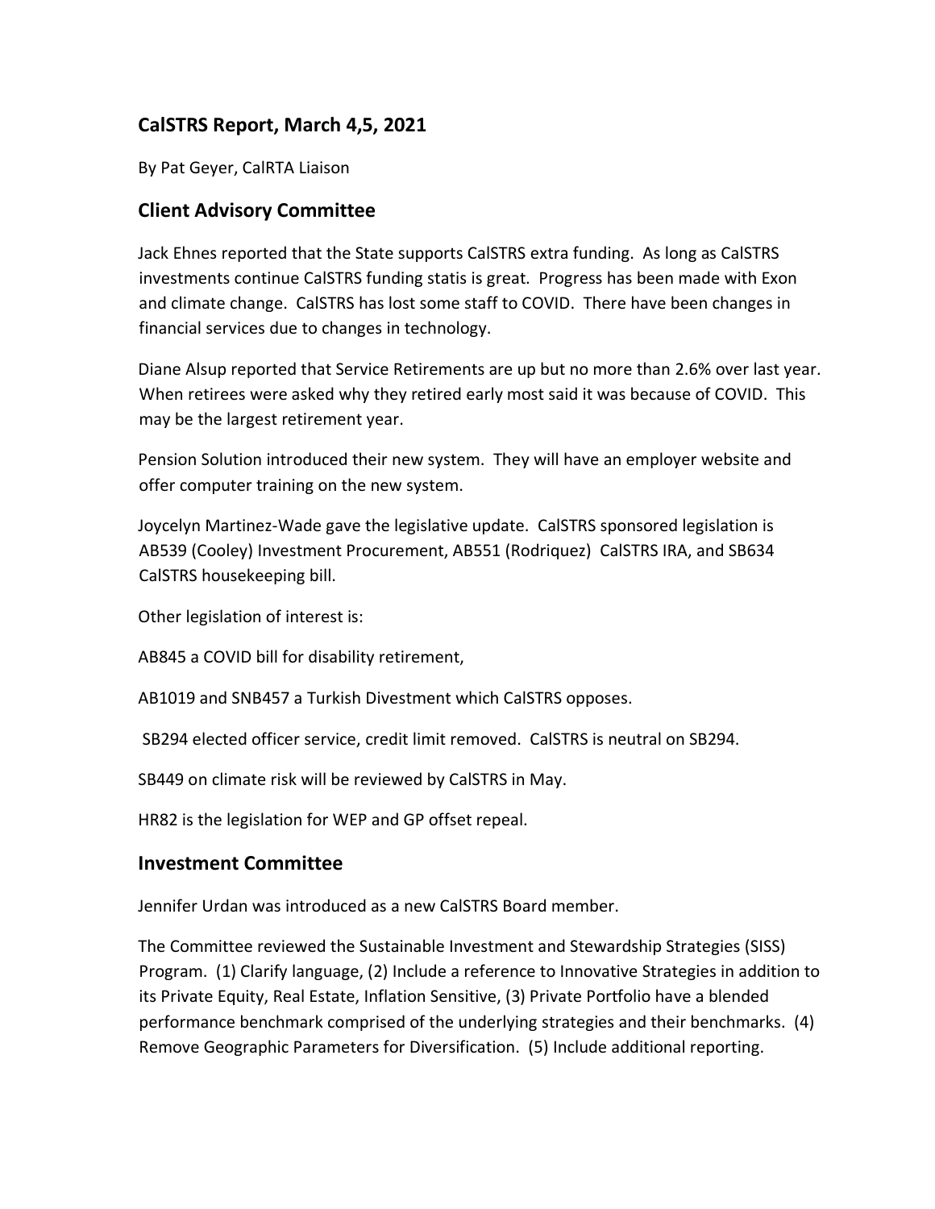## CalSTRS Report, March 4,5, 2021

By Pat Geyer, CalRTA Liaison

## Client Advisory Committee

Jack Ehnes reported that the State supports CalSTRS extra funding. As long as CalSTRS investments continue CalSTRS funding statis is great. Progress has been made with Exon and climate change. CalSTRS has lost some staff to COVID. There have been changes in financial services due to changes in technology.

Diane Alsup reported that Service Retirements are up but no more than 2.6% over last year. When retirees were asked why they retired early most said it was because of COVID. This may be the largest retirement year.

Pension Solution introduced their new system. They will have an employer website and offer computer training on the new system.

Joycelyn Martinez-Wade gave the legislative update. CalSTRS sponsored legislation is AB539 (Cooley) Investment Procurement, AB551 (Rodriquez) CalSTRS IRA, and SB634 CalSTRS housekeeping bill.

Other legislation of interest is:

AB845 a COVID bill for disability retirement,

AB1019 and SNB457 a Turkish Divestment which CalSTRS opposes.

SB294 elected officer service, credit limit removed. CalSTRS is neutral on SB294.

SB449 on climate risk will be reviewed by CalSTRS in May.

HR82 is the legislation for WEP and GP offset repeal.

## Investment Committee

Jennifer Urdan was introduced as a new CalSTRS Board member.

The Committee reviewed the Sustainable Investment and Stewardship Strategies (SISS) Program. (1) Clarify language, (2) Include a reference to Innovative Strategies in addition to its Private Equity, Real Estate, Inflation Sensitive, (3) Private Portfolio have a blended performance benchmark comprised of the underlying strategies and their benchmarks. (4) Remove Geographic Parameters for Diversification. (5) Include additional reporting.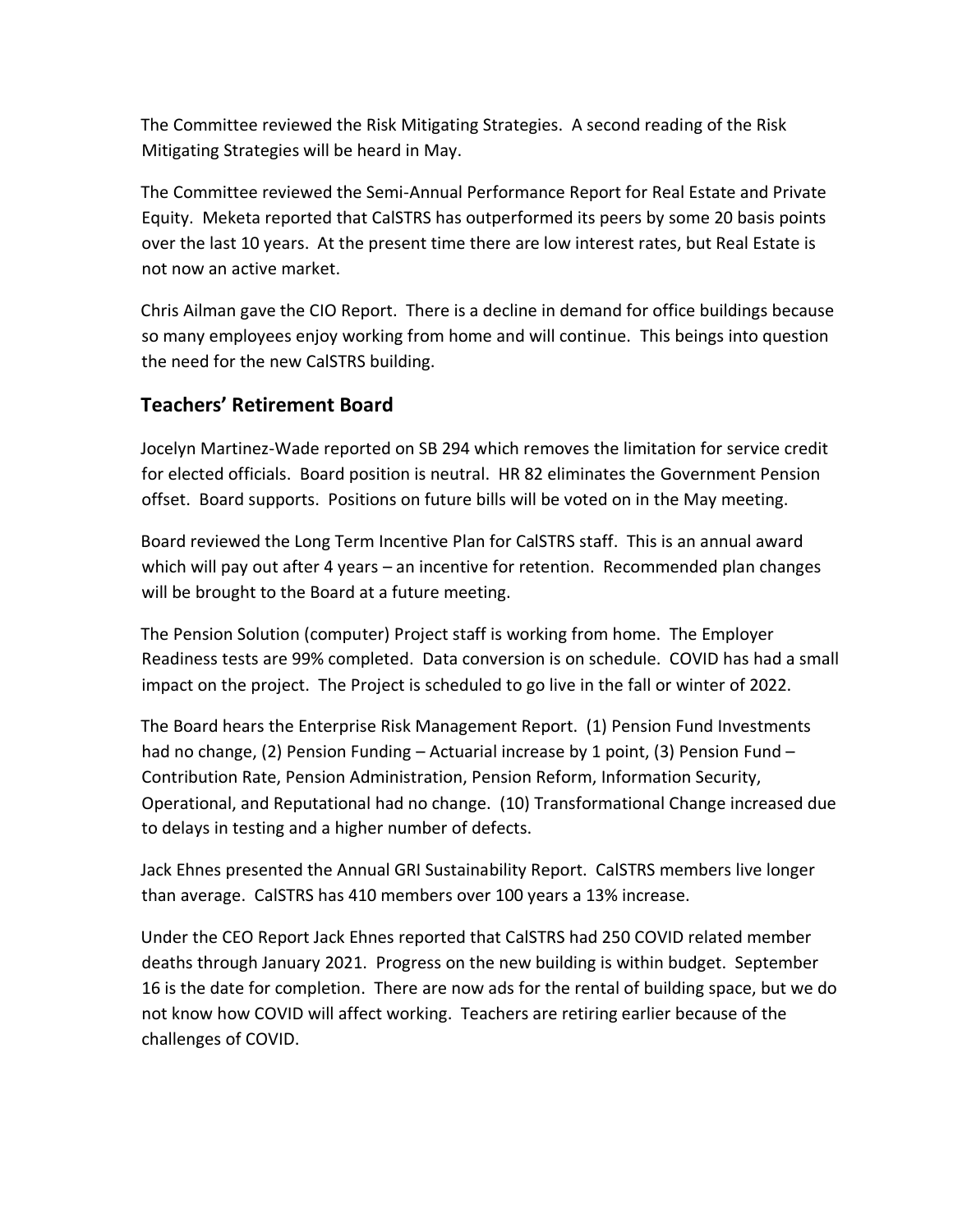The Committee reviewed the Risk Mitigating Strategies. A second reading of the Risk Mitigating Strategies will be heard in May.

The Committee reviewed the Semi-Annual Performance Report for Real Estate and Private Equity. Meketa reported that CalSTRS has outperformed its peers by some 20 basis points over the last 10 years. At the present time there are low interest rates, but Real Estate is not now an active market.

Chris Ailman gave the CIO Report. There is a decline in demand for office buildings because so many employees enjoy working from home and will continue. This beings into question the need for the new CalSTRS building.

## Teachers' Retirement Board

Jocelyn Martinez-Wade reported on SB 294 which removes the limitation for service credit for elected officials. Board position is neutral. HR 82 eliminates the Government Pension offset. Board supports. Positions on future bills will be voted on in the May meeting.

Board reviewed the Long Term Incentive Plan for CalSTRS staff. This is an annual award which will pay out after 4 years – an incentive for retention. Recommended plan changes will be brought to the Board at a future meeting.

The Pension Solution (computer) Project staff is working from home. The Employer Readiness tests are 99% completed. Data conversion is on schedule. COVID has had a small impact on the project. The Project is scheduled to go live in the fall or winter of 2022.

The Board hears the Enterprise Risk Management Report. (1) Pension Fund Investments had no change, (2) Pension Funding – Actuarial increase by 1 point, (3) Pension Fund – Contribution Rate, Pension Administration, Pension Reform, Information Security, Operational, and Reputational had no change. (10) Transformational Change increased due to delays in testing and a higher number of defects.

Jack Ehnes presented the Annual GRI Sustainability Report. CalSTRS members live longer than average. CalSTRS has 410 members over 100 years a 13% increase.

Under the CEO Report Jack Ehnes reported that CalSTRS had 250 COVID related member deaths through January 2021. Progress on the new building is within budget. September 16 is the date for completion. There are now ads for the rental of building space, but we do not know how COVID will affect working. Teachers are retiring earlier because of the challenges of COVID.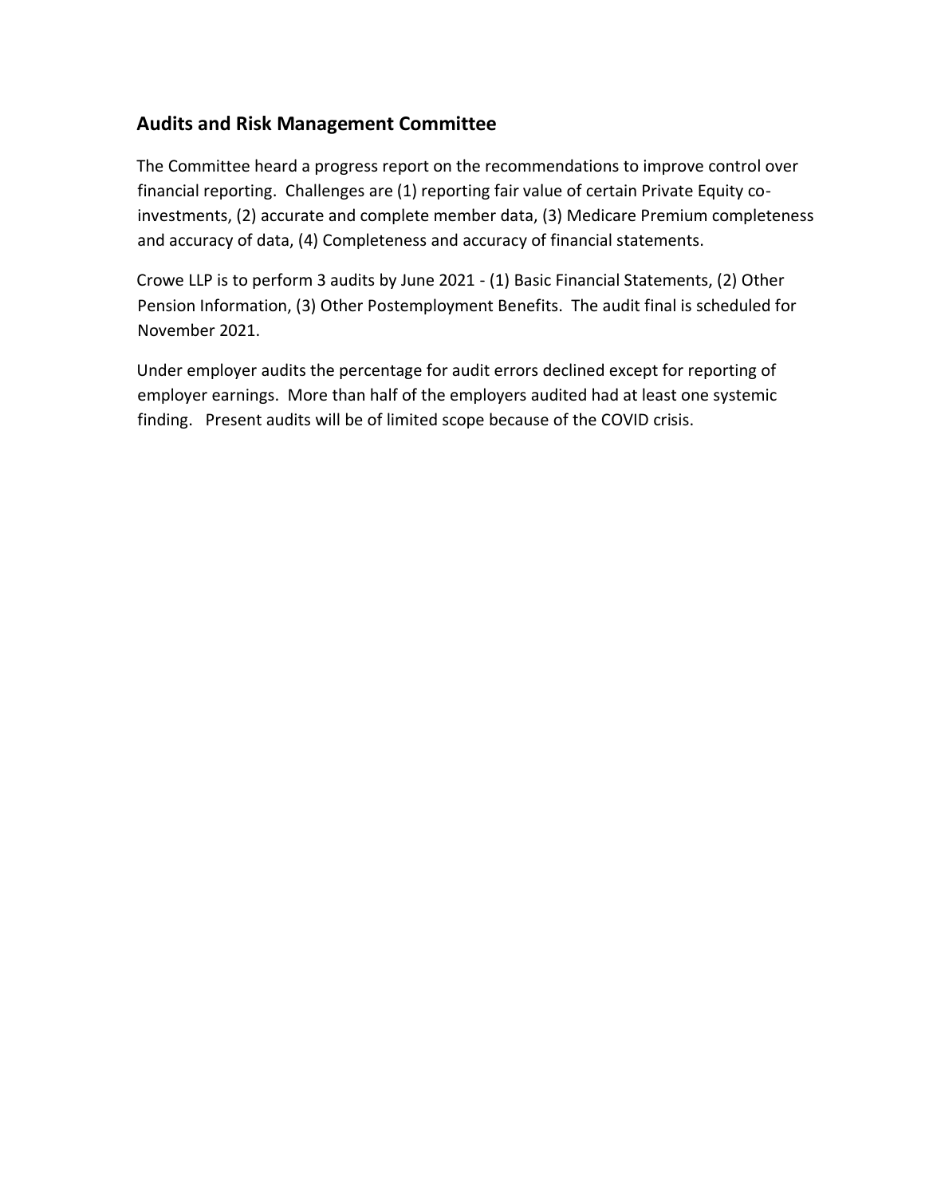## Audits and Risk Management Committee

The Committee heard a progress report on the recommendations to improve control over financial reporting. Challenges are (1) reporting fair value of certain Private Equity co-investments, (2) accurate and complete member data, (3) Medicare Premium completeness and accuracy of data, (4) Completeness and accuracy of financial statements.

Crowe LLP is to perform 3 audits by June 2021 - (1) Basic Financial Statements, (2) Other Pension Information, (3) Other Postemployment Benefits. The audit final is scheduled for November 2021.

Under employer audits the percentage for audit errors declined except for reporting of employer earnings. More than half of the employers audited had at least one systemic finding. Present audits will be of limited scope because of the COVID crisis.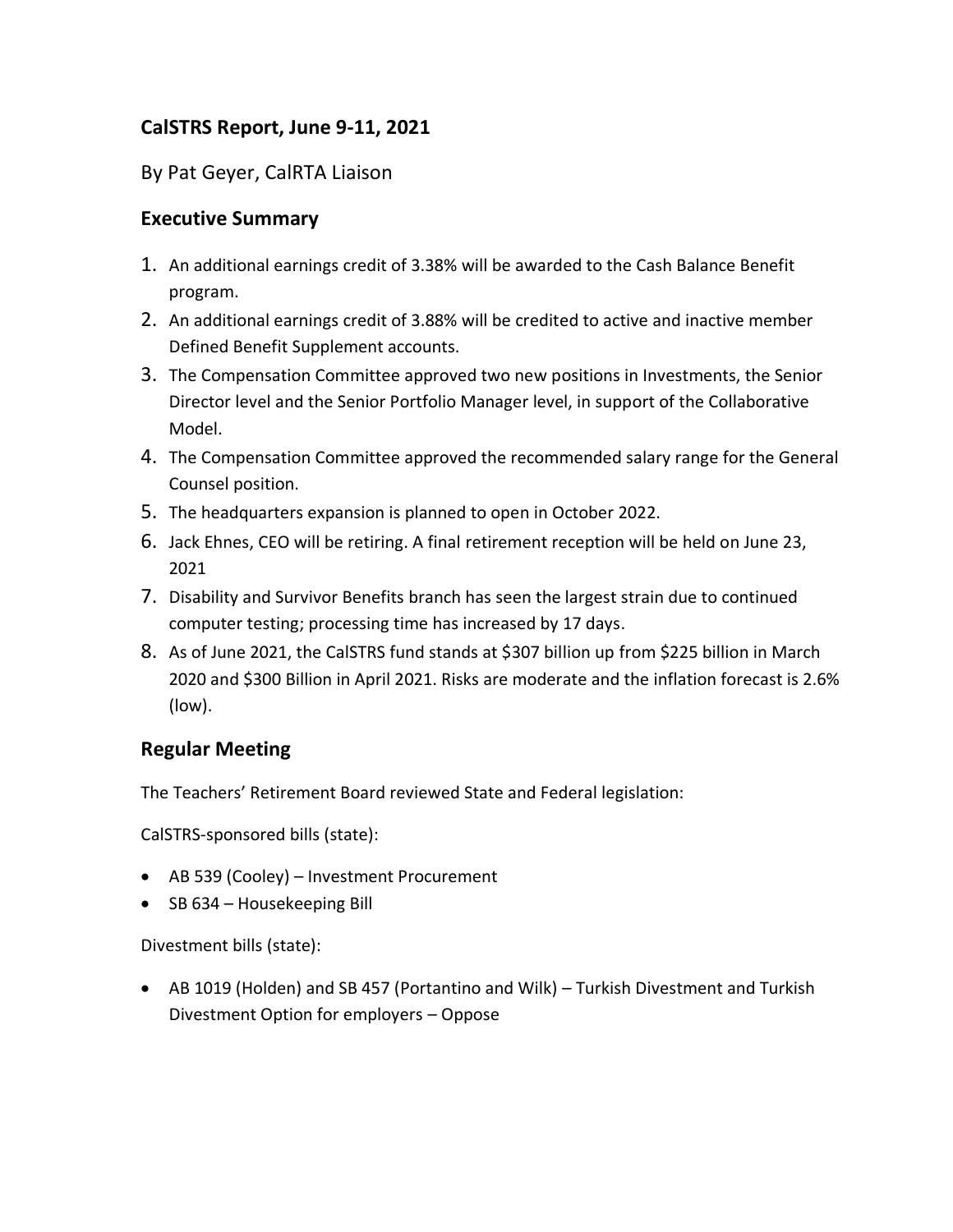## CalSTRS Report, June 9-11, 2021

By Pat Geyer, CalRTA Liaison

### Executive Summary

1. An additional earnings credit of 3.38% will be awarded to the Cash Balance Benefit program.
2. An additional earnings credit of 3.88% will be credited to active and inactive member Defined Benefit Supplement accounts.
3. The Compensation Committee approved two new positions in Investments, the Senior Director level and the Senior Portfolio Manager level, in support of the Collaborative Model.
4. The Compensation Committee approved the recommended salary range for the General Counsel position.
5. The headquarters expansion is planned to open in October 2022.
6. Jack Ehnes, CEO will be retiring. A final retirement reception will be held on June 23, 2021
7. Disability and Survivor Benefits branch has seen the largest strain due to continued computer testing; processing time has increased by 17 days.
8. As of June 2021, the CalSTRS fund stands at $307 billion up from $225 billion in March 2020 and $300 Billion in April 2021. Risks are moderate and the inflation forecast is 2.6% (low).

### Regular Meeting

The Teachers' Retirement Board reviewed State and Federal legislation:

CalSTRS-sponsored bills (state):

- AB 539 (Cooley) – Investment Procurement
- SB 634 – Housekeeping Bill

Divestment bills (state):

- AB 1019 (Holden) and SB 457 (Portantino and Wilk) – Turkish Divestment and Turkish Divestment Option for employers – Oppose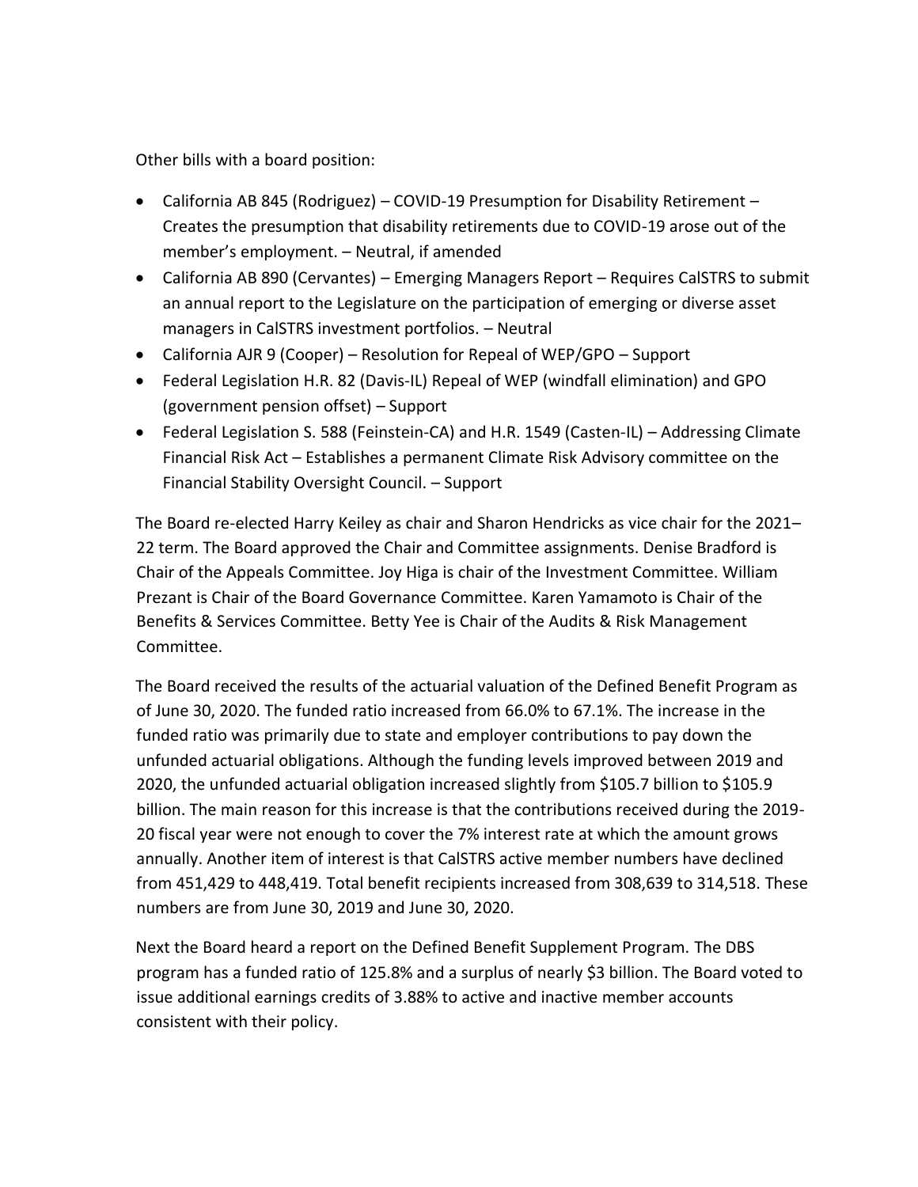Other bills with a board position:

- California AB 845 (Rodriguez) – COVID-19 Presumption for Disability Retirement – Creates the presumption that disability retirements due to COVID-19 arose out of the member's employment. – Neutral, if amended
- California AB 890 (Cervantes) – Emerging Managers Report – Requires CalSTRS to submit an annual report to the Legislature on the participation of emerging or diverse asset managers in CalSTRS investment portfolios. – Neutral
- California AJR 9 (Cooper) – Resolution for Repeal of WEP/GPO – Support
- Federal Legislation H.R. 82 (Davis-IL) Repeal of WEP (windfall elimination) and GPO (government pension offset) – Support
- Federal Legislation S. 588 (Feinstein-CA) and H.R. 1549 (Casten-IL) – Addressing Climate Financial Risk Act – Establishes a permanent Climate Risk Advisory committee on the Financial Stability Oversight Council. – Support

The Board re-elected Harry Keiley as chair and Sharon Hendricks as vice chair for the 2021–22 term. The Board approved the Chair and Committee assignments. Denise Bradford is Chair of the Appeals Committee. Joy Higa is chair of the Investment Committee. William Prezant is Chair of the Board Governance Committee. Karen Yamamoto is Chair of the Benefits & Services Committee. Betty Yee is Chair of the Audits & Risk Management Committee.

The Board received the results of the actuarial valuation of the Defined Benefit Program as of June 30, 2020. The funded ratio increased from 66.0% to 67.1%. The increase in the funded ratio was primarily due to state and employer contributions to pay down the unfunded actuarial obligations. Although the funding levels improved between 2019 and 2020, the unfunded actuarial obligation increased slightly from \$105.7 billion to \$105.9 billion. The main reason for this increase is that the contributions received during the 2019-20 fiscal year were not enough to cover the 7% interest rate at which the amount grows annually. Another item of interest is that CalSTRS active member numbers have declined from 451,429 to 448,419. Total benefit recipients increased from 308,639 to 314,518. These numbers are from June 30, 2019 and June 30, 2020.

Next the Board heard a report on the Defined Benefit Supplement Program. The DBS program has a funded ratio of 125.8% and a surplus of nearly \$3 billion. The Board voted to issue additional earnings credits of 3.88% to active and inactive member accounts consistent with their policy.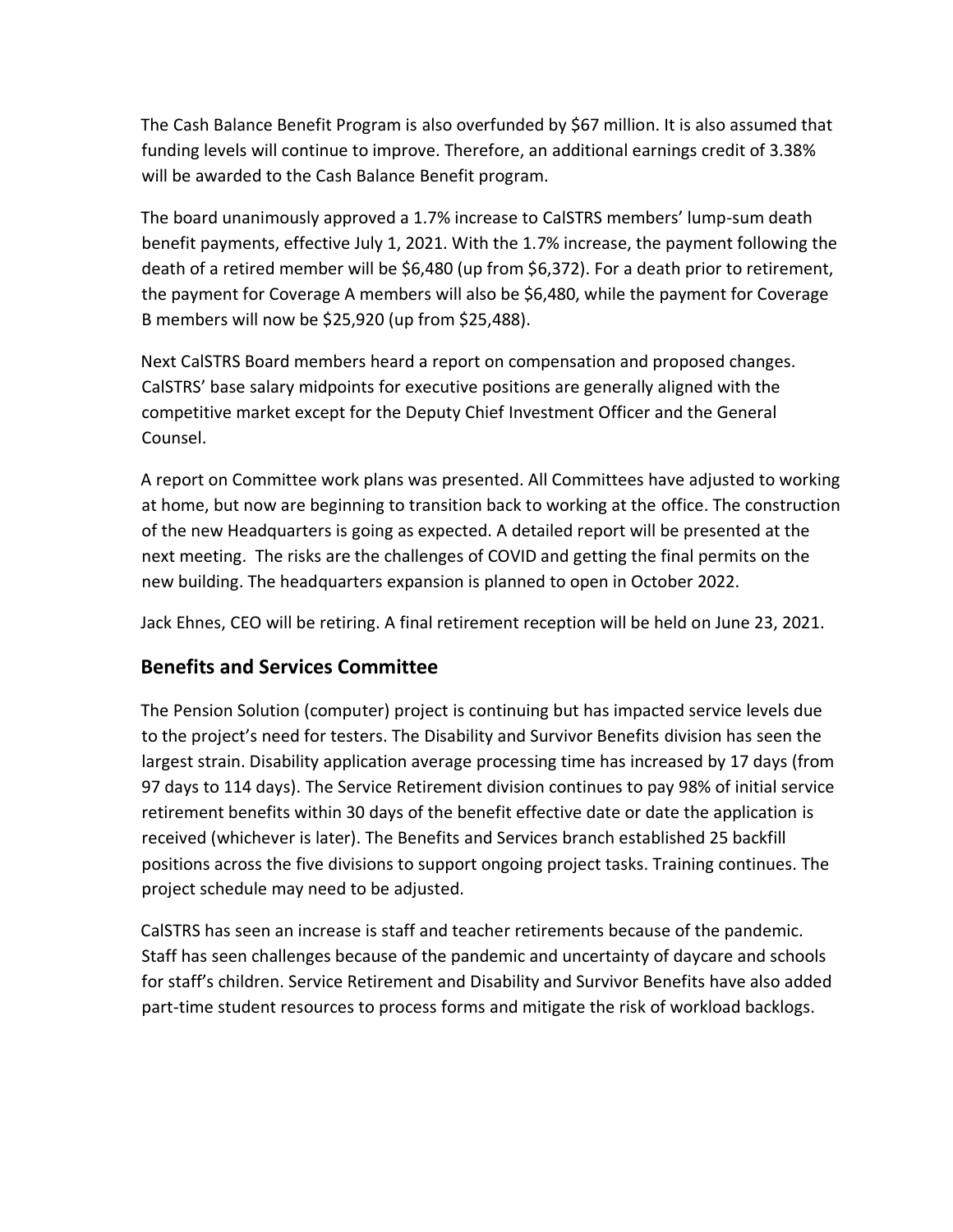The Cash Balance Benefit Program is also overfunded by $67 million. It is also assumed that funding levels will continue to improve. Therefore, an additional earnings credit of 3.38% will be awarded to the Cash Balance Benefit program.

The board unanimously approved a 1.7% increase to CalSTRS members' lump-sum death benefit payments, effective July 1, 2021. With the 1.7% increase, the payment following the death of a retired member will be $6,480 (up from $6,372). For a death prior to retirement, the payment for Coverage A members will also be $6,480, while the payment for Coverage B members will now be $25,920 (up from $25,488).

Next CalSTRS Board members heard a report on compensation and proposed changes. CalSTRS' base salary midpoints for executive positions are generally aligned with the competitive market except for the Deputy Chief Investment Officer and the General Counsel.

A report on Committee work plans was presented. All Committees have adjusted to working at home, but now are beginning to transition back to working at the office. The construction of the new Headquarters is going as expected. A detailed report will be presented at the next meeting. The risks are the challenges of COVID and getting the final permits on the new building. The headquarters expansion is planned to open in October 2022.

Jack Ehnes, CEO will be retiring. A final retirement reception will be held on June 23, 2021.

## Benefits and Services Committee

The Pension Solution (computer) project is continuing but has impacted service levels due to the project's need for testers. The Disability and Survivor Benefits division has seen the largest strain. Disability application average processing time has increased by 17 days (from 97 days to 114 days). The Service Retirement division continues to pay 98% of initial service retirement benefits within 30 days of the benefit effective date or date the application is received (whichever is later). The Benefits and Services branch established 25 backfill positions across the five divisions to support ongoing project tasks. Training continues. The project schedule may need to be adjusted.

CalSTRS has seen an increase is staff and teacher retirements because of the pandemic. Staff has seen challenges because of the pandemic and uncertainty of daycare and schools for staff's children. Service Retirement and Disability and Survivor Benefits have also added part-time student resources to process forms and mitigate the risk of workload backlogs.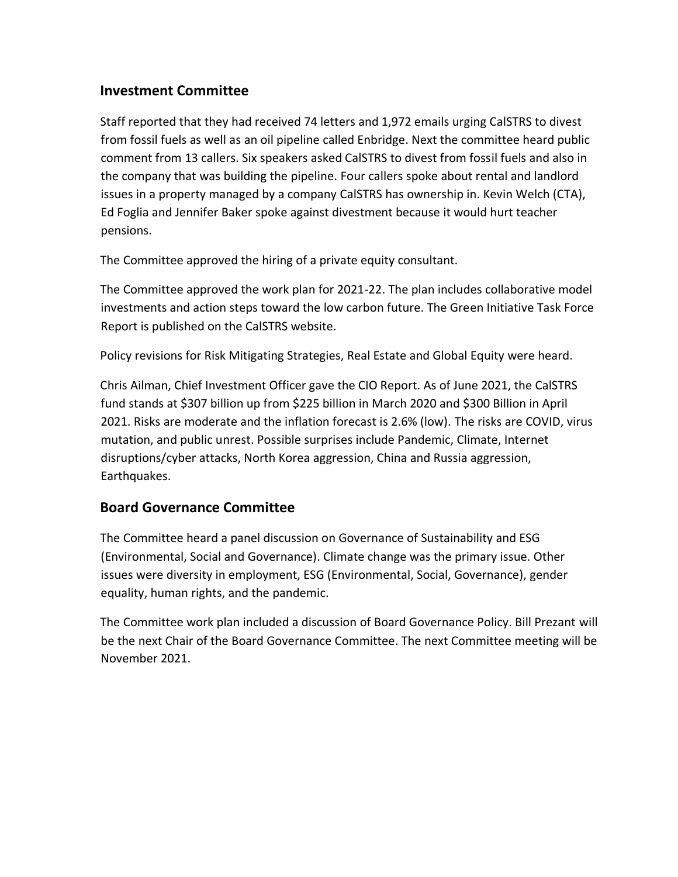## Investment Committee

Staff reported that they had received 74 letters and 1,972 emails urging CalSTRS to divest from fossil fuels as well as an oil pipeline called Enbridge. Next the committee heard public comment from 13 callers. Six speakers asked CalSTRS to divest from fossil fuels and also in the company that was building the pipeline. Four callers spoke about rental and landlord issues in a property managed by a company CalSTRS has ownership in. Kevin Welch (CTA), Ed Foglia and Jennifer Baker spoke against divestment because it would hurt teacher pensions.

The Committee approved the hiring of a private equity consultant.

The Committee approved the work plan for 2021-22. The plan includes collaborative model investments and action steps toward the low carbon future. The Green Initiative Task Force Report is published on the CalSTRS website.

Policy revisions for Risk Mitigating Strategies, Real Estate and Global Equity were heard.

Chris Ailman, Chief Investment Officer gave the CIO Report. As of June 2021, the CalSTRS fund stands at $307 billion up from $225 billion in March 2020 and $300 Billion in April 2021. Risks are moderate and the inflation forecast is 2.6% (low). The risks are COVID, virus mutation, and public unrest. Possible surprises include Pandemic, Climate, Internet disruptions/cyber attacks, North Korea aggression, China and Russia aggression, Earthquakes.

## Board Governance Committee

The Committee heard a panel discussion on Governance of Sustainability and ESG (Environmental, Social and Governance). Climate change was the primary issue. Other issues were diversity in employment, ESG (Environmental, Social, Governance), gender equality, human rights, and the pandemic.

The Committee work plan included a discussion of Board Governance Policy. Bill Prezant will be the next Chair of the Board Governance Committee. The next Committee meeting will be November 2021.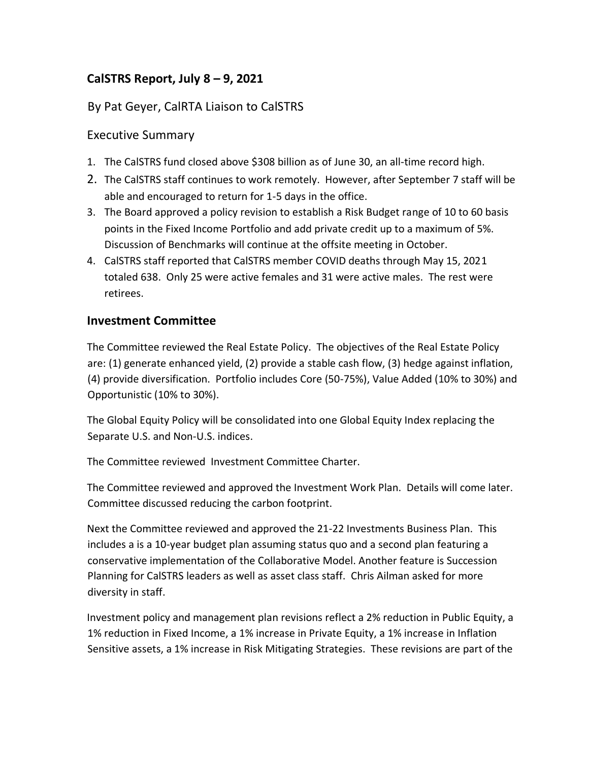## CalSTRS Report, July 8 – 9, 2021

By Pat Geyer, CalRTA Liaison to CalSTRS

Executive Summary

1. The CalSTRS fund closed above $308 billion as of June 30, an all-time record high.
2. The CalSTRS staff continues to work remotely. However, after September 7 staff will be able and encouraged to return for 1-5 days in the office.
3. The Board approved a policy revision to establish a Risk Budget range of 10 to 60 basis points in the Fixed Income Portfolio and add private credit up to a maximum of 5%. Discussion of Benchmarks will continue at the offsite meeting in October.
4. CalSTRS staff reported that CalSTRS member COVID deaths through May 15, 2021 totaled 638. Only 25 were active females and 31 were active males. The rest were retirees.

### Investment Committee

The Committee reviewed the Real Estate Policy. The objectives of the Real Estate Policy are: (1) generate enhanced yield, (2) provide a stable cash flow, (3) hedge against inflation, (4) provide diversification. Portfolio includes Core (50-75%), Value Added (10% to 30%) and Opportunistic (10% to 30%).

The Global Equity Policy will be consolidated into one Global Equity Index replacing the Separate U.S. and Non-U.S. indices.

The Committee reviewed Investment Committee Charter.

The Committee reviewed and approved the Investment Work Plan. Details will come later. Committee discussed reducing the carbon footprint.

Next the Committee reviewed and approved the 21-22 Investments Business Plan. This includes a is a 10-year budget plan assuming status quo and a second plan featuring a conservative implementation of the Collaborative Model. Another feature is Succession Planning for CalSTRS leaders as well as asset class staff. Chris Ailman asked for more diversity in staff.

Investment policy and management plan revisions reflect a 2% reduction in Public Equity, a 1% reduction in Fixed Income, a 1% increase in Private Equity, a 1% increase in Inflation Sensitive assets, a 1% increase in Risk Mitigating Strategies. These revisions are part of the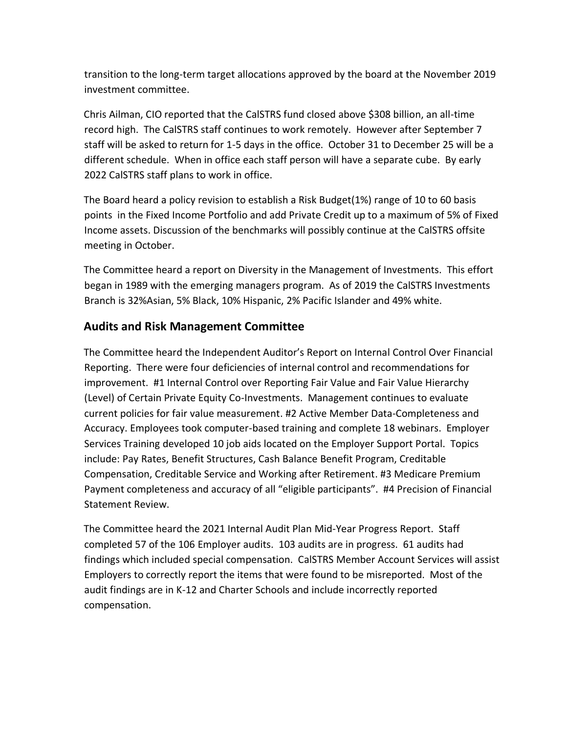transition to the long-term target allocations approved by the board at the November 2019 investment committee.

Chris Ailman, CIO reported that the CalSTRS fund closed above $308 billion, an all-time record high. The CalSTRS staff continues to work remotely. However after September 7 staff will be asked to return for 1-5 days in the office. October 31 to December 25 will be a different schedule. When in office each staff person will have a separate cube. By early 2022 CalSTRS staff plans to work in office.

The Board heard a policy revision to establish a Risk Budget(1%) range of 10 to 60 basis points in the Fixed Income Portfolio and add Private Credit up to a maximum of 5% of Fixed Income assets. Discussion of the benchmarks will possibly continue at the CalSTRS offsite meeting in October.

The Committee heard a report on Diversity in the Management of Investments. This effort began in 1989 with the emerging managers program. As of 2019 the CalSTRS Investments Branch is 32%Asian, 5% Black, 10% Hispanic, 2% Pacific Islander and 49% white.

## Audits and Risk Management Committee

The Committee heard the Independent Auditor's Report on Internal Control Over Financial Reporting. There were four deficiencies of internal control and recommendations for improvement. #1 Internal Control over Reporting Fair Value and Fair Value Hierarchy (Level) of Certain Private Equity Co-Investments. Management continues to evaluate current policies for fair value measurement. #2 Active Member Data-Completeness and Accuracy. Employees took computer-based training and complete 18 webinars. Employer Services Training developed 10 job aids located on the Employer Support Portal. Topics include: Pay Rates, Benefit Structures, Cash Balance Benefit Program, Creditable Compensation, Creditable Service and Working after Retirement. #3 Medicare Premium Payment completeness and accuracy of all "eligible participants". #4 Precision of Financial Statement Review.

The Committee heard the 2021 Internal Audit Plan Mid-Year Progress Report. Staff completed 57 of the 106 Employer audits. 103 audits are in progress. 61 audits had findings which included special compensation. CalSTRS Member Account Services will assist Employers to correctly report the items that were found to be misreported. Most of the audit findings are in K-12 and Charter Schools and include incorrectly reported compensation.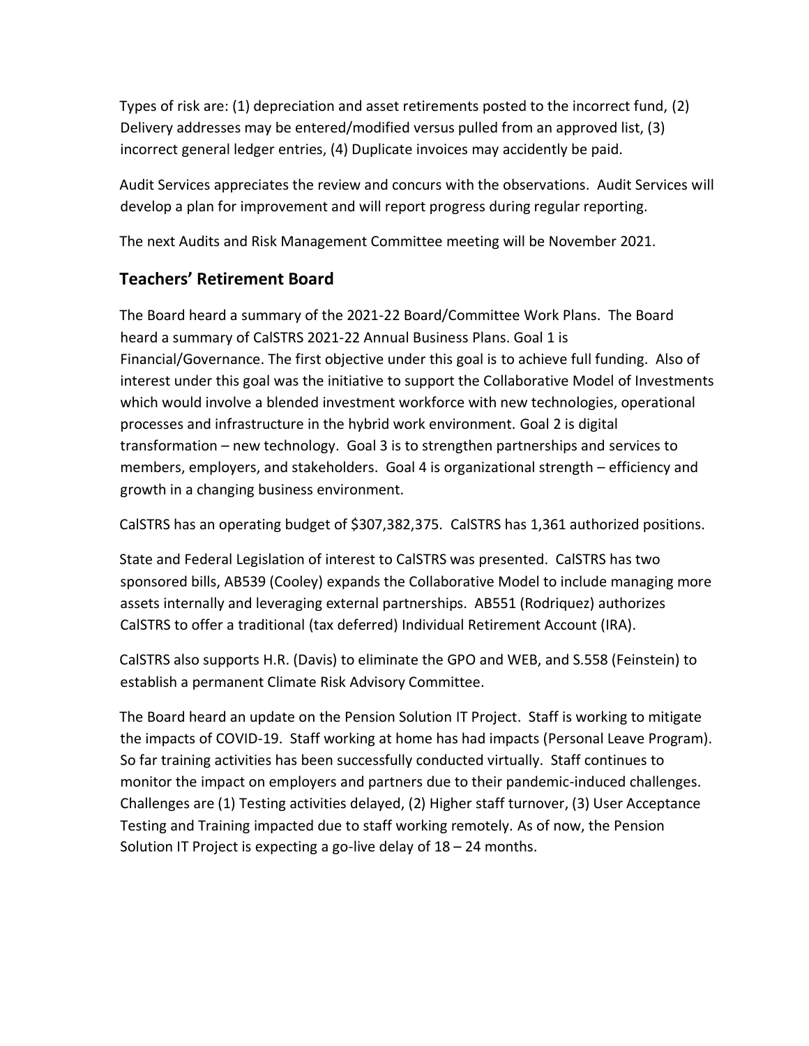Types of risk are: (1) depreciation and asset retirements posted to the incorrect fund, (2) Delivery addresses may be entered/modified versus pulled from an approved list, (3) incorrect general ledger entries, (4) Duplicate invoices may accidently be paid.

Audit Services appreciates the review and concurs with the observations. Audit Services will develop a plan for improvement and will report progress during regular reporting.

The next Audits and Risk Management Committee meeting will be November 2021.

## Teachers' Retirement Board

The Board heard a summary of the 2021-22 Board/Committee Work Plans. The Board heard a summary of CalSTRS 2021-22 Annual Business Plans. Goal 1 is Financial/Governance. The first objective under this goal is to achieve full funding. Also of interest under this goal was the initiative to support the Collaborative Model of Investments which would involve a blended investment workforce with new technologies, operational processes and infrastructure in the hybrid work environment. Goal 2 is digital transformation – new technology. Goal 3 is to strengthen partnerships and services to members, employers, and stakeholders. Goal 4 is organizational strength – efficiency and growth in a changing business environment.

CalSTRS has an operating budget of $307,382,375. CalSTRS has 1,361 authorized positions.

State and Federal Legislation of interest to CalSTRS was presented. CalSTRS has two sponsored bills, AB539 (Cooley) expands the Collaborative Model to include managing more assets internally and leveraging external partnerships. AB551 (Rodriquez) authorizes CalSTRS to offer a traditional (tax deferred) Individual Retirement Account (IRA).

CalSTRS also supports H.R. (Davis) to eliminate the GPO and WEB, and S.558 (Feinstein) to establish a permanent Climate Risk Advisory Committee.

The Board heard an update on the Pension Solution IT Project. Staff is working to mitigate the impacts of COVID-19. Staff working at home has had impacts (Personal Leave Program). So far training activities has been successfully conducted virtually. Staff continues to monitor the impact on employers and partners due to their pandemic-induced challenges. Challenges are (1) Testing activities delayed, (2) Higher staff turnover, (3) User Acceptance Testing and Training impacted due to staff working remotely. As of now, the Pension Solution IT Project is expecting a go-live delay of 18 – 24 months.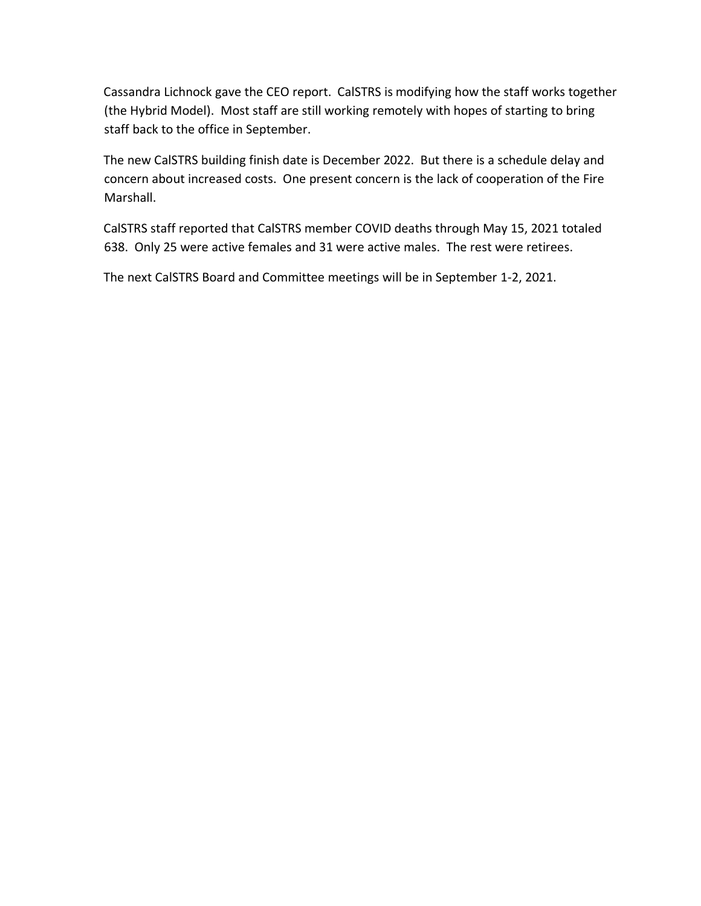Cassandra Lichnock gave the CEO report.  CalSTRS is modifying how the staff works together (the Hybrid Model).  Most staff are still working remotely with hopes of starting to bring staff back to the office in September.

The new CalSTRS building finish date is December 2022.  But there is a schedule delay and concern about increased costs.  One present concern is the lack of cooperation of the Fire Marshall.

CalSTRS staff reported that CalSTRS member COVID deaths through May 15, 2021 totaled 638.  Only 25 were active females and 31 were active males.  The rest were retirees.

The next CalSTRS Board and Committee meetings will be in September 1-2, 2021.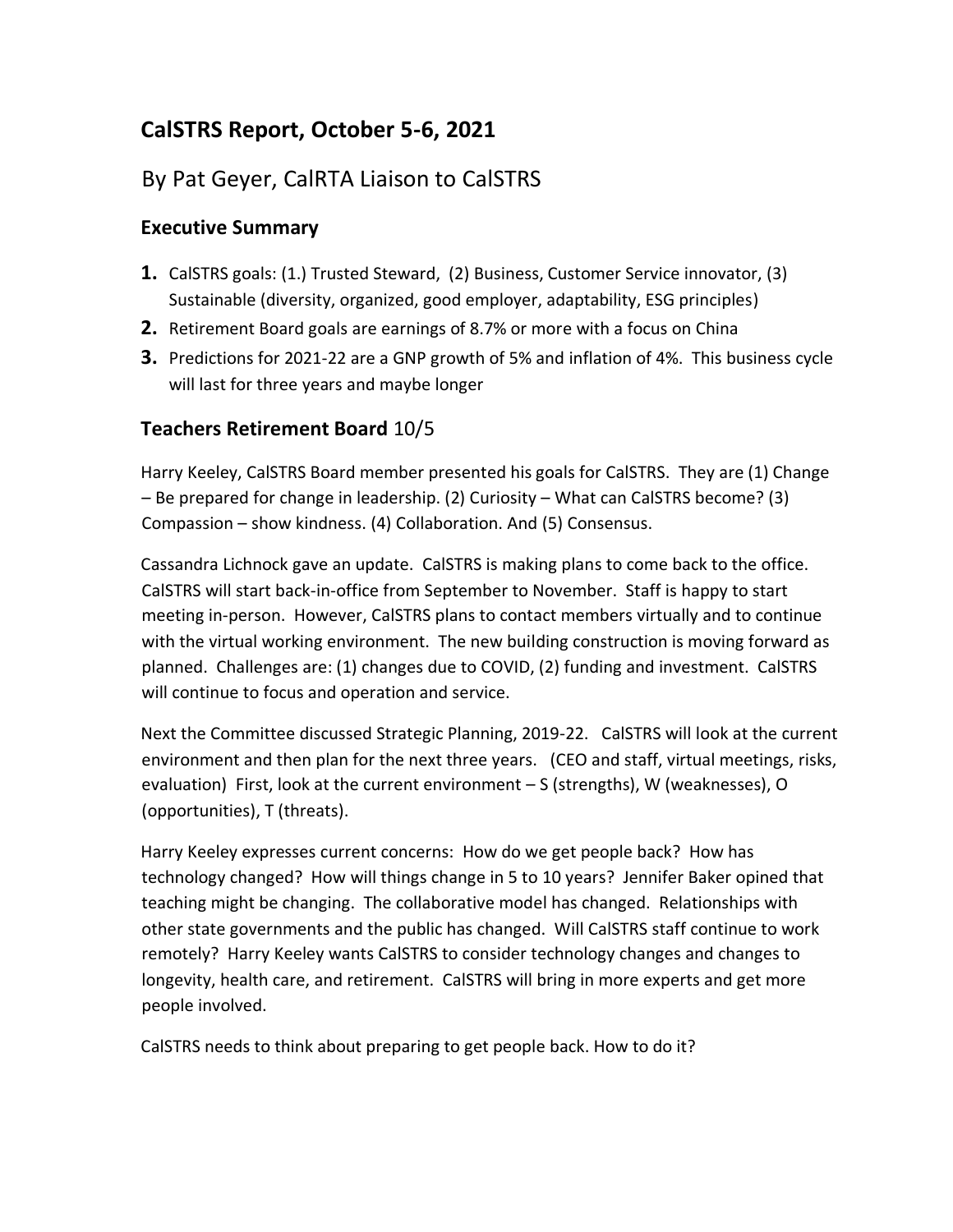# CalSTRS Report, October 5-6, 2021

## By Pat Geyer, CalRTA Liaison to CalSTRS

### Executive Summary

1. CalSTRS goals: (1.) Trusted Steward, (2) Business, Customer Service innovator, (3) Sustainable (diversity, organized, good employer, adaptability, ESG principles)
2. Retirement Board goals are earnings of 8.7% or more with a focus on China
3. Predictions for 2021-22 are a GNP growth of 5% and inflation of 4%. This business cycle will last for three years and maybe longer

### Teachers Retirement Board 10/5

Harry Keeley, CalSTRS Board member presented his goals for CalSTRS. They are (1) Change – Be prepared for change in leadership. (2) Curiosity – What can CalSTRS become? (3) Compassion – show kindness. (4) Collaboration. And (5) Consensus.

Cassandra Lichnock gave an update. CalSTRS is making plans to come back to the office. CalSTRS will start back-in-office from September to November. Staff is happy to start meeting in-person. However, CalSTRS plans to contact members virtually and to continue with the virtual working environment. The new building construction is moving forward as planned. Challenges are: (1) changes due to COVID, (2) funding and investment. CalSTRS will continue to focus and operation and service.

Next the Committee discussed Strategic Planning, 2019-22. CalSTRS will look at the current environment and then plan for the next three years. (CEO and staff, virtual meetings, risks, evaluation) First, look at the current environment – S (strengths), W (weaknesses), O (opportunities), T (threats).

Harry Keeley expresses current concerns: How do we get people back? How has technology changed? How will things change in 5 to 10 years? Jennifer Baker opined that teaching might be changing. The collaborative model has changed. Relationships with other state governments and the public has changed. Will CalSTRS staff continue to work remotely? Harry Keeley wants CalSTRS to consider technology changes and changes to longevity, health care, and retirement. CalSTRS will bring in more experts and get more people involved.

CalSTRS needs to think about preparing to get people back. How to do it?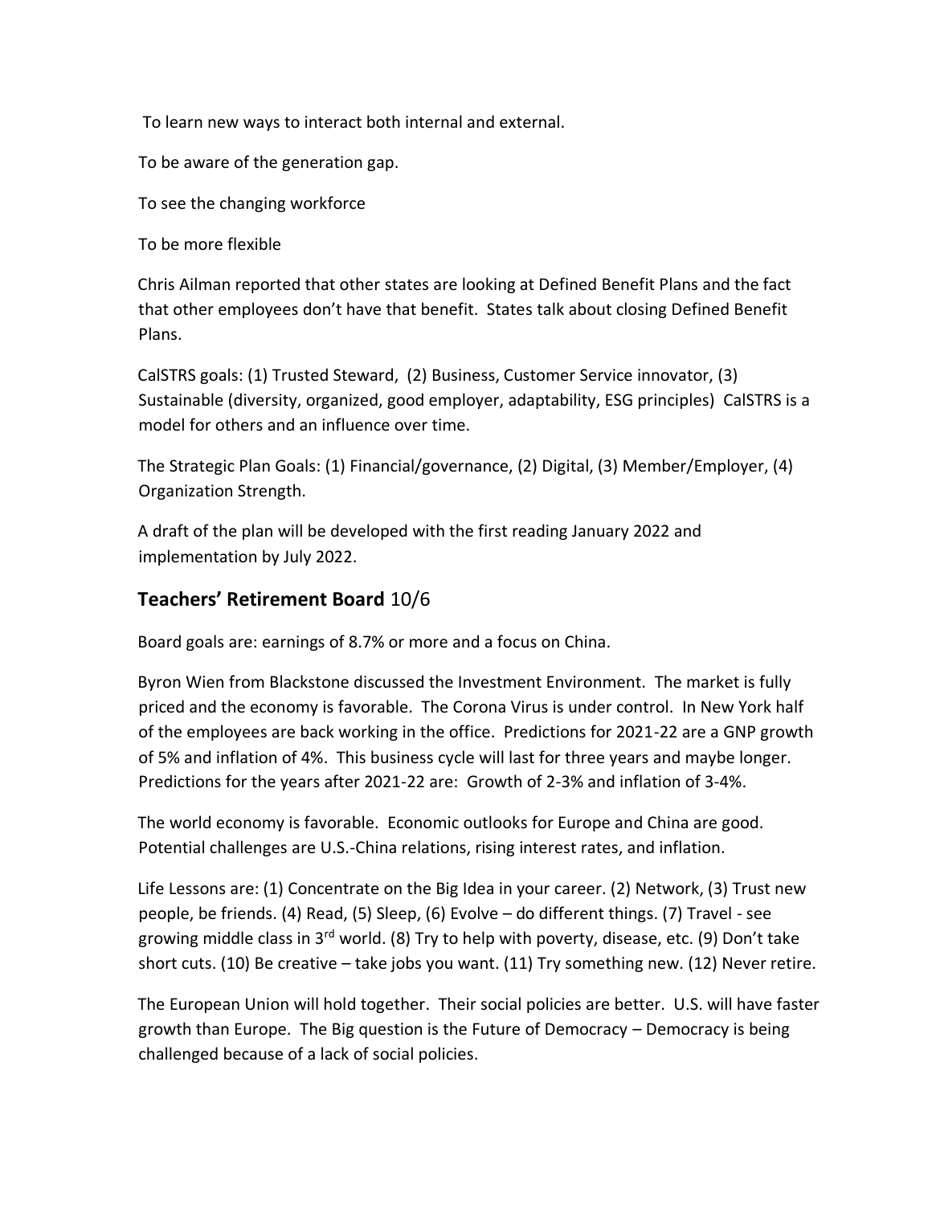To learn new ways to interact both internal and external.

To be aware of the generation gap.

To see the changing workforce

To be more flexible

Chris Ailman reported that other states are looking at Defined Benefit Plans and the fact that other employees don't have that benefit. States talk about closing Defined Benefit Plans.

CalSTRS goals: (1) Trusted Steward, (2) Business, Customer Service innovator, (3) Sustainable (diversity, organized, good employer, adaptability, ESG principles) CalSTRS is a model for others and an influence over time.

The Strategic Plan Goals: (1) Financial/governance, (2) Digital, (3) Member/Employer, (4) Organization Strength.

A draft of the plan will be developed with the first reading January 2022 and implementation by July 2022.

## **Teachers' Retirement Board** 10/6

Board goals are: earnings of 8.7% or more and a focus on China.

Byron Wien from Blackstone discussed the Investment Environment. The market is fully priced and the economy is favorable. The Corona Virus is under control. In New York half of the employees are back working in the office. Predictions for 2021-22 are a GNP growth of 5% and inflation of 4%. This business cycle will last for three years and maybe longer. Predictions for the years after 2021-22 are: Growth of 2-3% and inflation of 3-4%.

The world economy is favorable. Economic outlooks for Europe and China are good. Potential challenges are U.S.-China relations, rising interest rates, and inflation.

Life Lessons are: (1) Concentrate on the Big Idea in your career. (2) Network, (3) Trust new people, be friends. (4) Read, (5) Sleep, (6) Evolve – do different things. (7) Travel - see growing middle class in 3rd world. (8) Try to help with poverty, disease, etc. (9) Don't take short cuts. (10) Be creative – take jobs you want. (11) Try something new. (12) Never retire.

The European Union will hold together. Their social policies are better. U.S. will have faster growth than Europe. The Big question is the Future of Democracy – Democracy is being challenged because of a lack of social policies.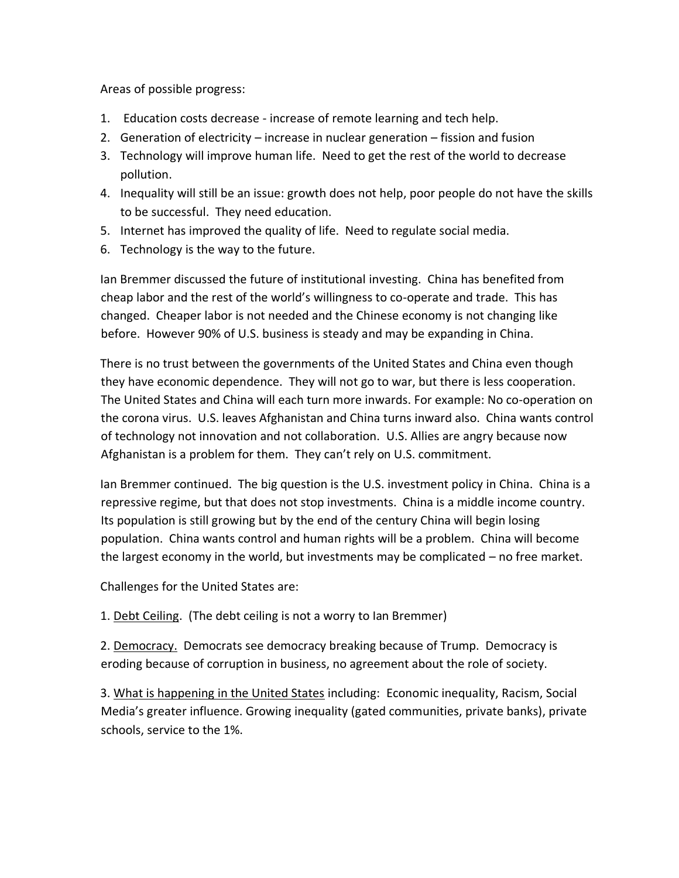Areas of possible progress:

1. Education costs decrease - increase of remote learning and tech help.
2. Generation of electricity – increase in nuclear generation – fission and fusion
3. Technology will improve human life. Need to get the rest of the world to decrease pollution.
4. Inequality will still be an issue: growth does not help, poor people do not have the skills to be successful. They need education.
5. Internet has improved the quality of life. Need to regulate social media.
6. Technology is the way to the future.

Ian Bremmer discussed the future of institutional investing. China has benefited from cheap labor and the rest of the world's willingness to co-operate and trade. This has changed. Cheaper labor is not needed and the Chinese economy is not changing like before. However 90% of U.S. business is steady and may be expanding in China.

There is no trust between the governments of the United States and China even though they have economic dependence. They will not go to war, but there is less cooperation. The United States and China will each turn more inwards. For example: No co-operation on the corona virus. U.S. leaves Afghanistan and China turns inward also. China wants control of technology not innovation and not collaboration. U.S. Allies are angry because now Afghanistan is a problem for them. They can't rely on U.S. commitment.

Ian Bremmer continued. The big question is the U.S. investment policy in China. China is a repressive regime, but that does not stop investments. China is a middle income country. Its population is still growing but by the end of the century China will begin losing population. China wants control and human rights will be a problem. China will become the largest economy in the world, but investments may be complicated – no free market.

Challenges for the United States are:

1. <u>Debt Ceiling</u>. (The debt ceiling is not a worry to Ian Bremmer)

2. <u>Democracy.</u> Democrats see democracy breaking because of Trump. Democracy is eroding because of corruption in business, no agreement about the role of society.

3. <u>What is happening in the United States</u> including: Economic inequality, Racism, Social Media's greater influence. Growing inequality (gated communities, private banks), private schools, service to the 1%.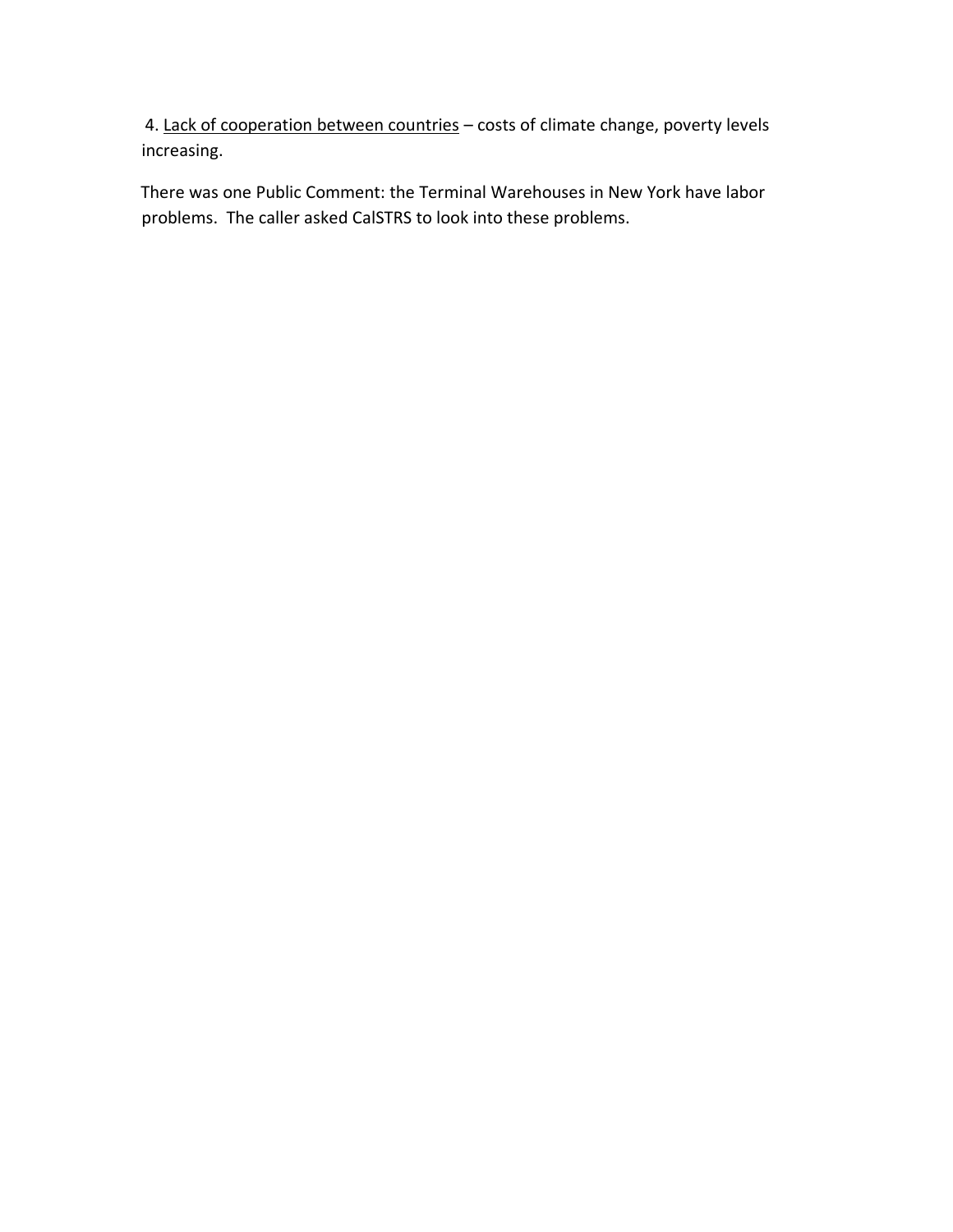4. <u>Lack of cooperation between countries</u> – costs of climate change, poverty levels increasing.

There was one Public Comment: the Terminal Warehouses in New York have labor problems. The caller asked CalSTRS to look into these problems.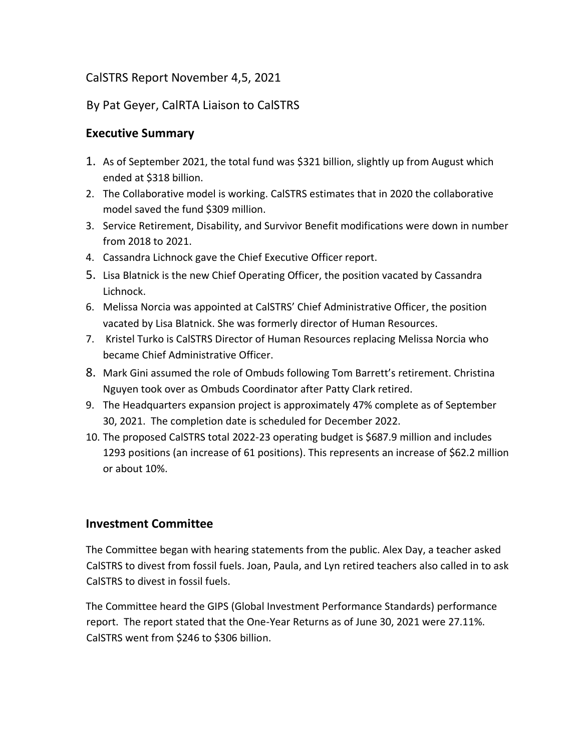CalSTRS Report November 4,5, 2021

By Pat Geyer, CalRTA Liaison to CalSTRS

## Executive Summary

1. As of September 2021, the total fund was $321 billion, slightly up from August which ended at $318 billion.
2. The Collaborative model is working. CalSTRS estimates that in 2020 the collaborative model saved the fund $309 million.
3. Service Retirement, Disability, and Survivor Benefit modifications were down in number from 2018 to 2021.
4. Cassandra Lichnock gave the Chief Executive Officer report.
5. Lisa Blatnick is the new Chief Operating Officer, the position vacated by Cassandra Lichnock.
6. Melissa Norcia was appointed at CalSTRS' Chief Administrative Officer, the position vacated by Lisa Blatnick. She was formerly director of Human Resources.
7. Kristel Turko is CalSTRS Director of Human Resources replacing Melissa Norcia who became Chief Administrative Officer.
8. Mark Gini assumed the role of Ombuds following Tom Barrett's retirement. Christina Nguyen took over as Ombuds Coordinator after Patty Clark retired.
9. The Headquarters expansion project is approximately 47% complete as of September 30, 2021. The completion date is scheduled for December 2022.
10. The proposed CalSTRS total 2022-23 operating budget is $687.9 million and includes 1293 positions (an increase of 61 positions). This represents an increase of $62.2 million or about 10%.

## Investment Committee

The Committee began with hearing statements from the public. Alex Day, a teacher asked CalSTRS to divest from fossil fuels. Joan, Paula, and Lyn retired teachers also called in to ask CalSTRS to divest in fossil fuels.

The Committee heard the GIPS (Global Investment Performance Standards) performance report. The report stated that the One-Year Returns as of June 30, 2021 were 27.11%. CalSTRS went from $246 to $306 billion.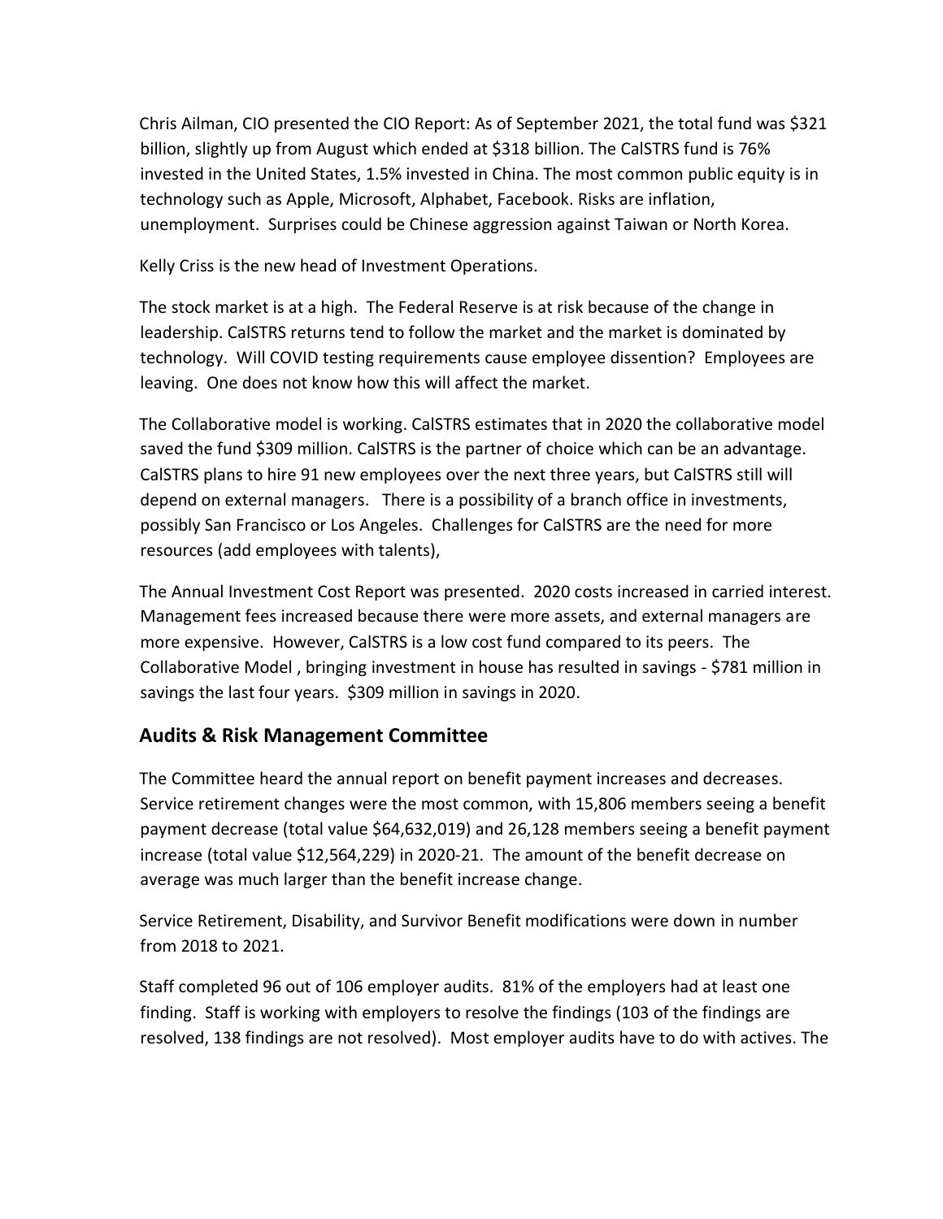Chris Ailman, CIO presented the CIO Report: As of September 2021, the total fund was $321 billion, slightly up from August which ended at $318 billion. The CalSTRS fund is 76% invested in the United States, 1.5% invested in China. The most common public equity is in technology such as Apple, Microsoft, Alphabet, Facebook. Risks are inflation, unemployment. Surprises could be Chinese aggression against Taiwan or North Korea.

Kelly Criss is the new head of Investment Operations.

The stock market is at a high. The Federal Reserve is at risk because of the change in leadership. CalSTRS returns tend to follow the market and the market is dominated by technology. Will COVID testing requirements cause employee dissention? Employees are leaving. One does not know how this will affect the market.

The Collaborative model is working. CalSTRS estimates that in 2020 the collaborative model saved the fund $309 million. CalSTRS is the partner of choice which can be an advantage. CalSTRS plans to hire 91 new employees over the next three years, but CalSTRS still will depend on external managers. There is a possibility of a branch office in investments, possibly San Francisco or Los Angeles. Challenges for CalSTRS are the need for more resources (add employees with talents),

The Annual Investment Cost Report was presented. 2020 costs increased in carried interest. Management fees increased because there were more assets, and external managers are more expensive. However, CalSTRS is a low cost fund compared to its peers. The Collaborative Model , bringing investment in house has resulted in savings - $781 million in savings the last four years. $309 million in savings in 2020.

## Audits & Risk Management Committee

The Committee heard the annual report on benefit payment increases and decreases. Service retirement changes were the most common, with 15,806 members seeing a benefit payment decrease (total value $64,632,019) and 26,128 members seeing a benefit payment increase (total value $12,564,229) in 2020-21. The amount of the benefit decrease on average was much larger than the benefit increase change.

Service Retirement, Disability, and Survivor Benefit modifications were down in number from 2018 to 2021.

Staff completed 96 out of 106 employer audits. 81% of the employers had at least one finding. Staff is working with employers to resolve the findings (103 of the findings are resolved, 138 findings are not resolved). Most employer audits have to do with actives. The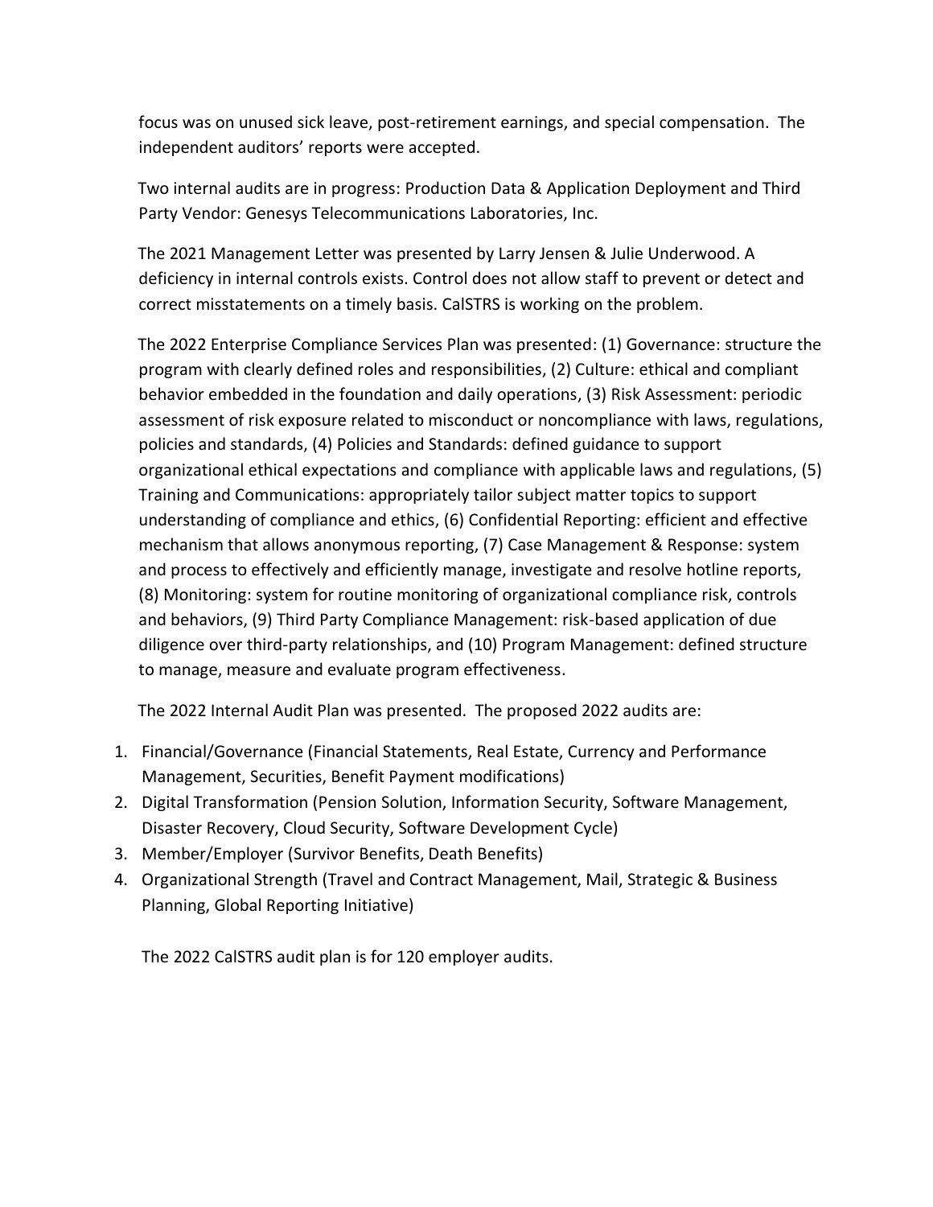focus was on unused sick leave, post-retirement earnings, and special compensation. The independent auditors' reports were accepted.

Two internal audits are in progress: Production Data & Application Deployment and Third Party Vendor: Genesys Telecommunications Laboratories, Inc.

The 2021 Management Letter was presented by Larry Jensen & Julie Underwood. A deficiency in internal controls exists. Control does not allow staff to prevent or detect and correct misstatements on a timely basis. CalSTRS is working on the problem.

The 2022 Enterprise Compliance Services Plan was presented: (1) Governance: structure the program with clearly defined roles and responsibilities, (2) Culture: ethical and compliant behavior embedded in the foundation and daily operations, (3) Risk Assessment: periodic assessment of risk exposure related to misconduct or noncompliance with laws, regulations, policies and standards, (4) Policies and Standards: defined guidance to support organizational ethical expectations and compliance with applicable laws and regulations, (5) Training and Communications: appropriately tailor subject matter topics to support understanding of compliance and ethics, (6) Confidential Reporting: efficient and effective mechanism that allows anonymous reporting, (7) Case Management & Response: system and process to effectively and efficiently manage, investigate and resolve hotline reports, (8) Monitoring: system for routine monitoring of organizational compliance risk, controls and behaviors, (9) Third Party Compliance Management: risk-based application of due diligence over third-party relationships, and (10) Program Management: defined structure to manage, measure and evaluate program effectiveness.

The 2022 Internal Audit Plan was presented. The proposed 2022 audits are:

1. Financial/Governance (Financial Statements, Real Estate, Currency and Performance Management, Securities, Benefit Payment modifications)
2. Digital Transformation (Pension Solution, Information Security, Software Management, Disaster Recovery, Cloud Security, Software Development Cycle)
3. Member/Employer (Survivor Benefits, Death Benefits)
4. Organizational Strength (Travel and Contract Management, Mail, Strategic & Business Planning, Global Reporting Initiative)

The 2022 CalSTRS audit plan is for 120 employer audits.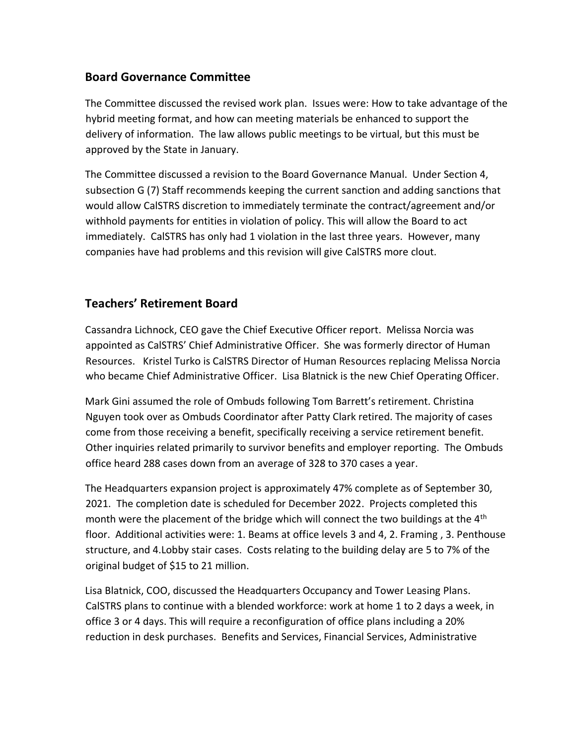## Board Governance Committee

The Committee discussed the revised work plan. Issues were: How to take advantage of the hybrid meeting format, and how can meeting materials be enhanced to support the delivery of information. The law allows public meetings to be virtual, but this must be approved by the State in January.

The Committee discussed a revision to the Board Governance Manual. Under Section 4, subsection G (7) Staff recommends keeping the current sanction and adding sanctions that would allow CalSTRS discretion to immediately terminate the contract/agreement and/or withhold payments for entities in violation of policy. This will allow the Board to act immediately. CalSTRS has only had 1 violation in the last three years. However, many companies have had problems and this revision will give CalSTRS more clout.

## Teachers' Retirement Board

Cassandra Lichnock, CEO gave the Chief Executive Officer report. Melissa Norcia was appointed as CalSTRS' Chief Administrative Officer. She was formerly director of Human Resources. Kristel Turko is CalSTRS Director of Human Resources replacing Melissa Norcia who became Chief Administrative Officer. Lisa Blatnick is the new Chief Operating Officer.

Mark Gini assumed the role of Ombuds following Tom Barrett's retirement. Christina Nguyen took over as Ombuds Coordinator after Patty Clark retired. The majority of cases come from those receiving a benefit, specifically receiving a service retirement benefit. Other inquiries related primarily to survivor benefits and employer reporting. The Ombuds office heard 288 cases down from an average of 328 to 370 cases a year.

The Headquarters expansion project is approximately 47% complete as of September 30, 2021. The completion date is scheduled for December 2022. Projects completed this month were the placement of the bridge which will connect the two buildings at the 4th floor. Additional activities were: 1. Beams at office levels 3 and 4, 2. Framing , 3. Penthouse structure, and 4.Lobby stair cases. Costs relating to the building delay are 5 to 7% of the original budget of $15 to 21 million.

Lisa Blatnick, COO, discussed the Headquarters Occupancy and Tower Leasing Plans. CalSTRS plans to continue with a blended workforce: work at home 1 to 2 days a week, in office 3 or 4 days. This will require a reconfiguration of office plans including a 20% reduction in desk purchases. Benefits and Services, Financial Services, Administrative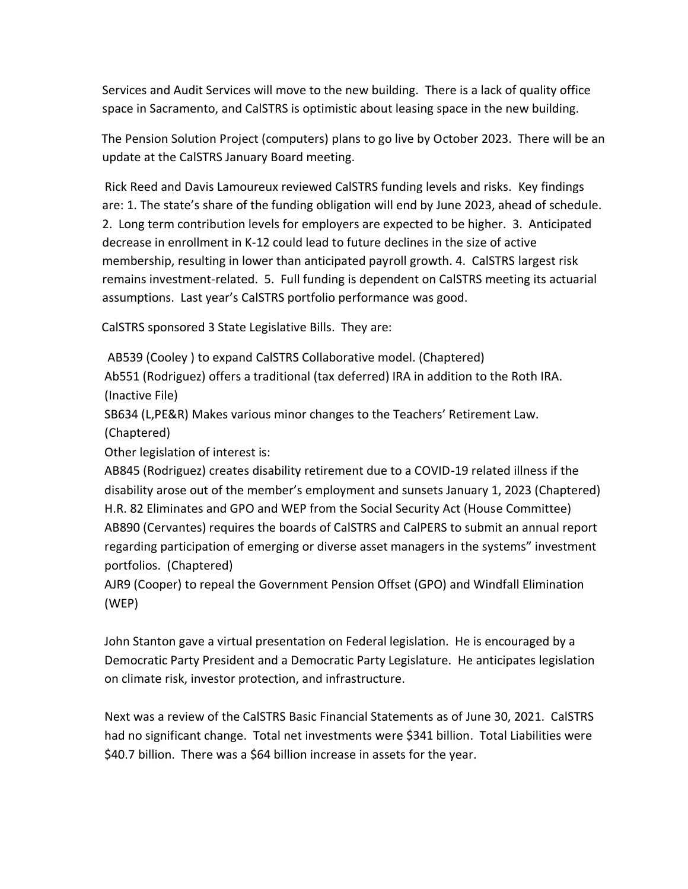Services and Audit Services will move to the new building. There is a lack of quality office space in Sacramento, and CalSTRS is optimistic about leasing space in the new building.

The Pension Solution Project (computers) plans to go live by October 2023. There will be an update at the CalSTRS January Board meeting.

Rick Reed and Davis Lamoureux reviewed CalSTRS funding levels and risks. Key findings are: 1. The state's share of the funding obligation will end by June 2023, ahead of schedule. 2. Long term contribution levels for employers are expected to be higher. 3. Anticipated decrease in enrollment in K-12 could lead to future declines in the size of active membership, resulting in lower than anticipated payroll growth. 4. CalSTRS largest risk remains investment-related. 5. Full funding is dependent on CalSTRS meeting its actuarial assumptions. Last year's CalSTRS portfolio performance was good.

CalSTRS sponsored 3 State Legislative Bills. They are:

AB539 (Cooley ) to expand CalSTRS Collaborative model. (Chaptered)
Ab551 (Rodriguez) offers a traditional (tax deferred) IRA in addition to the Roth IRA. (Inactive File)
SB634 (L,PE&R) Makes various minor changes to the Teachers' Retirement Law. (Chaptered)
Other legislation of interest is:
AB845 (Rodriguez) creates disability retirement due to a COVID-19 related illness if the disability arose out of the member's employment and sunsets January 1, 2023 (Chaptered)
H.R. 82 Eliminates and GPO and WEP from the Social Security Act (House Committee)
AB890 (Cervantes) requires the boards of CalSTRS and CalPERS to submit an annual report regarding participation of emerging or diverse asset managers in the systems" investment portfolios. (Chaptered)
AJR9 (Cooper) to repeal the Government Pension Offset (GPO) and Windfall Elimination (WEP)

John Stanton gave a virtual presentation on Federal legislation. He is encouraged by a Democratic Party President and a Democratic Party Legislature. He anticipates legislation on climate risk, investor protection, and infrastructure.

Next was a review of the CalSTRS Basic Financial Statements as of June 30, 2021. CalSTRS had no significant change. Total net investments were $341 billion. Total Liabilities were $40.7 billion. There was a $64 billion increase in assets for the year.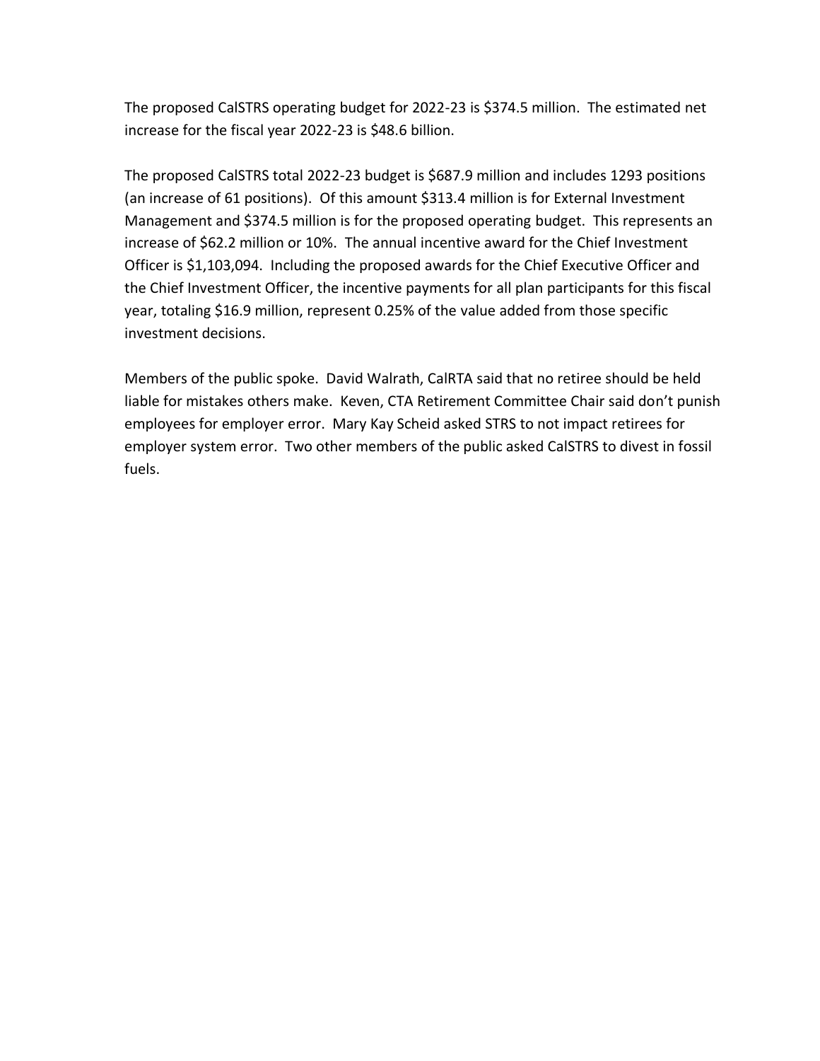The proposed CalSTRS operating budget for 2022-23 is $374.5 million. The estimated net increase for the fiscal year 2022-23 is $48.6 billion.

The proposed CalSTRS total 2022-23 budget is $687.9 million and includes 1293 positions (an increase of 61 positions). Of this amount $313.4 million is for External Investment Management and $374.5 million is for the proposed operating budget. This represents an increase of $62.2 million or 10%. The annual incentive award for the Chief Investment Officer is $1,103,094. Including the proposed awards for the Chief Executive Officer and the Chief Investment Officer, the incentive payments for all plan participants for this fiscal year, totaling $16.9 million, represent 0.25% of the value added from those specific investment decisions.

Members of the public spoke. David Walrath, CalRTA said that no retiree should be held liable for mistakes others make. Keven, CTA Retirement Committee Chair said don't punish employees for employer error. Mary Kay Scheid asked STRS to not impact retirees for employer system error. Two other members of the public asked CalSTRS to divest in fossil fuels.